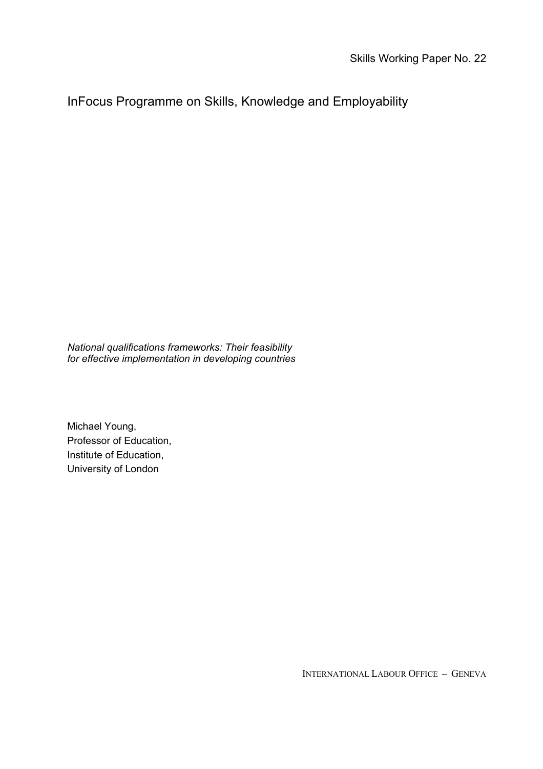Skills Working Paper No. 22

# InFocus Programme on Skills, Knowledge and Employability

*National qualifications frameworks: Their feasibility for effective implementation in developing countries*

Michael Young,
Professor of Education,
Institute of Education,
University of London

INTERNATIONAL LABOUR OFFICE – GENEVA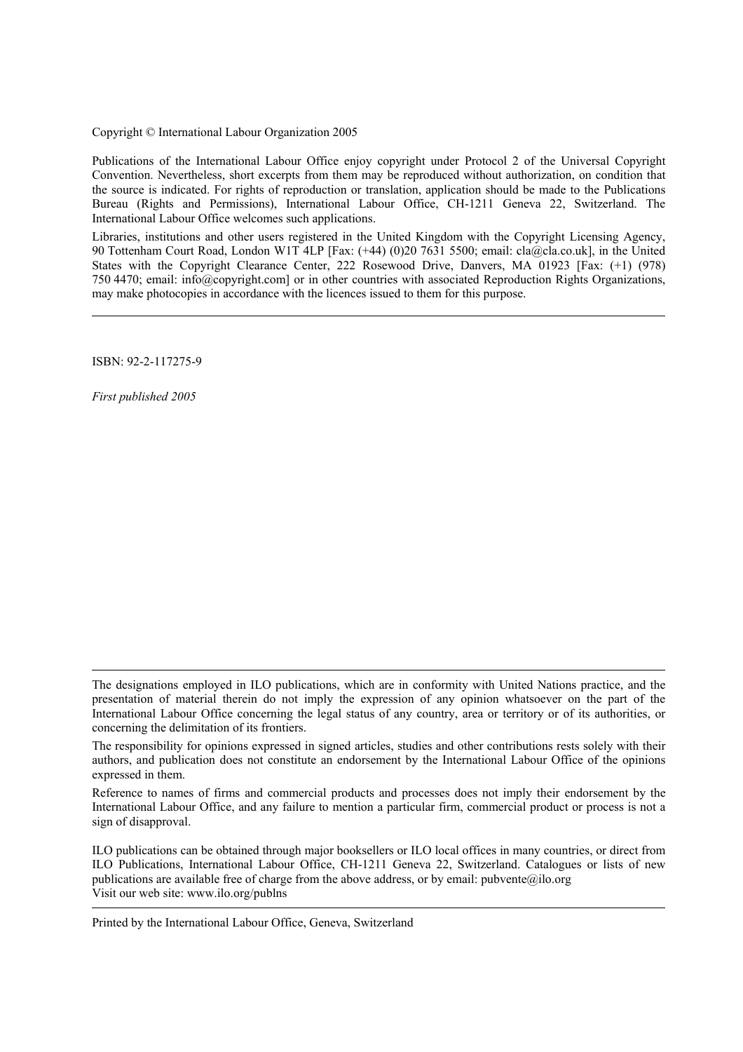Copyright © International Labour Organization 2005

Publications of the International Labour Office enjoy copyright under Protocol 2 of the Universal Copyright Convention. Nevertheless, short excerpts from them may be reproduced without authorization, on condition that the source is indicated. For rights of reproduction or translation, application should be made to the Publications Bureau (Rights and Permissions), International Labour Office, CH-1211 Geneva 22, Switzerland. The International Labour Office welcomes such applications.

Libraries, institutions and other users registered in the United Kingdom with the Copyright Licensing Agency, 90 Tottenham Court Road, London W1T 4LP [Fax: (+44) (0)20 7631 5500; email: cla@cla.co.uk], in the United States with the Copyright Clearance Center, 222 Rosewood Drive, Danvers, MA 01923 [Fax: (+1) (978) 750 4470; email: info@copyright.com] or in other countries with associated Reproduction Rights Organizations, may make photocopies in accordance with the licences issued to them for this purpose.

---

ISBN: 92-2-117275-9

*First published 2005*

---

The designations employed in ILO publications, which are in conformity with United Nations practice, and the presentation of material therein do not imply the expression of any opinion whatsoever on the part of the International Labour Office concerning the legal status of any country, area or territory or of its authorities, or concerning the delimitation of its frontiers.

The responsibility for opinions expressed in signed articles, studies and other contributions rests solely with their authors, and publication does not constitute an endorsement by the International Labour Office of the opinions expressed in them.

Reference to names of firms and commercial products and processes does not imply their endorsement by the International Labour Office, and any failure to mention a particular firm, commercial product or process is not a sign of disapproval.

ILO publications can be obtained through major booksellers or ILO local offices in many countries, or direct from ILO Publications, International Labour Office, CH-1211 Geneva 22, Switzerland. Catalogues or lists of new publications are available free of charge from the above address, or by email: pubvente@ilo.org
Visit our web site: www.ilo.org/publns

---

Printed by the International Labour Office, Geneva, Switzerland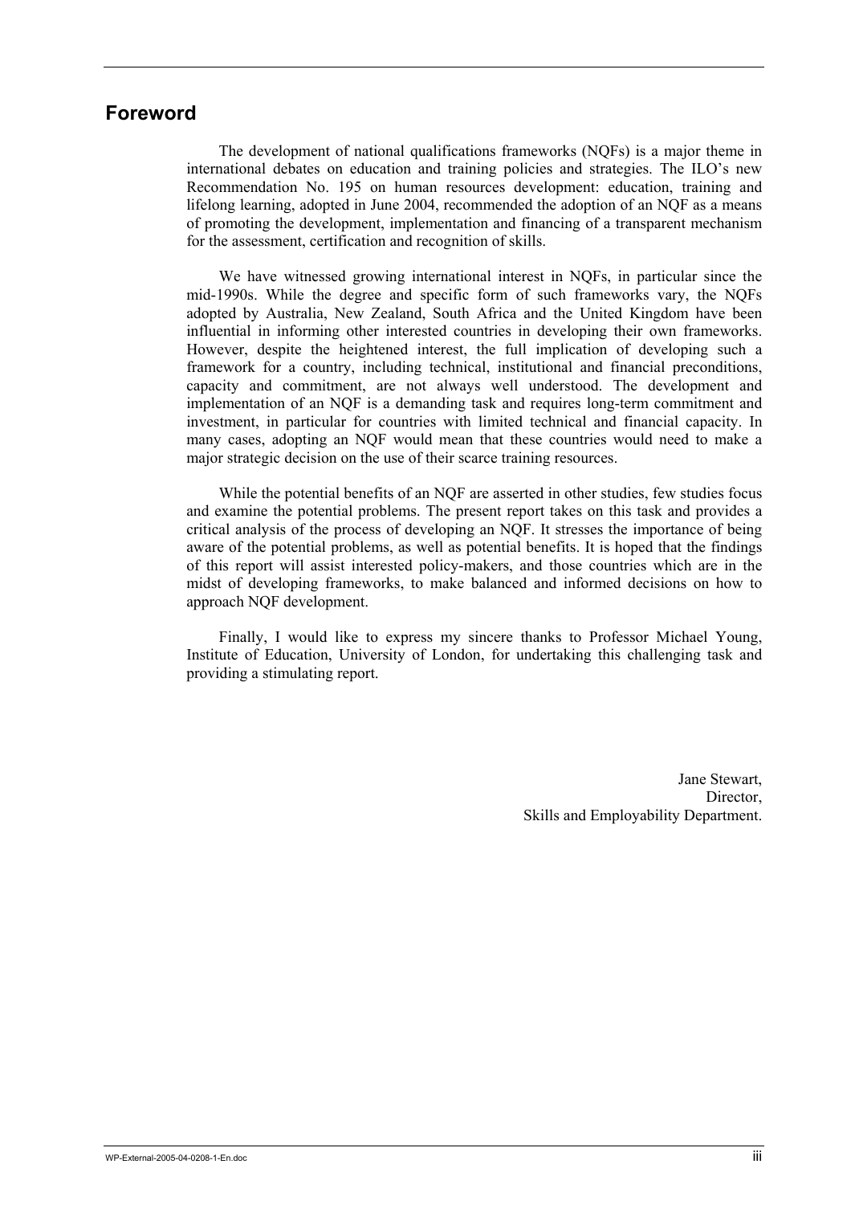# Foreword

The development of national qualifications frameworks (NQFs) is a major theme in international debates on education and training policies and strategies. The ILO's new Recommendation No. 195 on human resources development: education, training and lifelong learning, adopted in June 2004, recommended the adoption of an NQF as a means of promoting the development, implementation and financing of a transparent mechanism for the assessment, certification and recognition of skills.

We have witnessed growing international interest in NQFs, in particular since the mid-1990s. While the degree and specific form of such frameworks vary, the NQFs adopted by Australia, New Zealand, South Africa and the United Kingdom have been influential in informing other interested countries in developing their own frameworks. However, despite the heightened interest, the full implication of developing such a framework for a country, including technical, institutional and financial preconditions, capacity and commitment, are not always well understood. The development and implementation of an NQF is a demanding task and requires long-term commitment and investment, in particular for countries with limited technical and financial capacity. In many cases, adopting an NQF would mean that these countries would need to make a major strategic decision on the use of their scarce training resources.

While the potential benefits of an NQF are asserted in other studies, few studies focus and examine the potential problems. The present report takes on this task and provides a critical analysis of the process of developing an NQF. It stresses the importance of being aware of the potential problems, as well as potential benefits. It is hoped that the findings of this report will assist interested policy-makers, and those countries which are in the midst of developing frameworks, to make balanced and informed decisions on how to approach NQF development.

Finally, I would like to express my sincere thanks to Professor Michael Young, Institute of Education, University of London, for undertaking this challenging task and providing a stimulating report.

Jane Stewart,
Director,
Skills and Employability Department.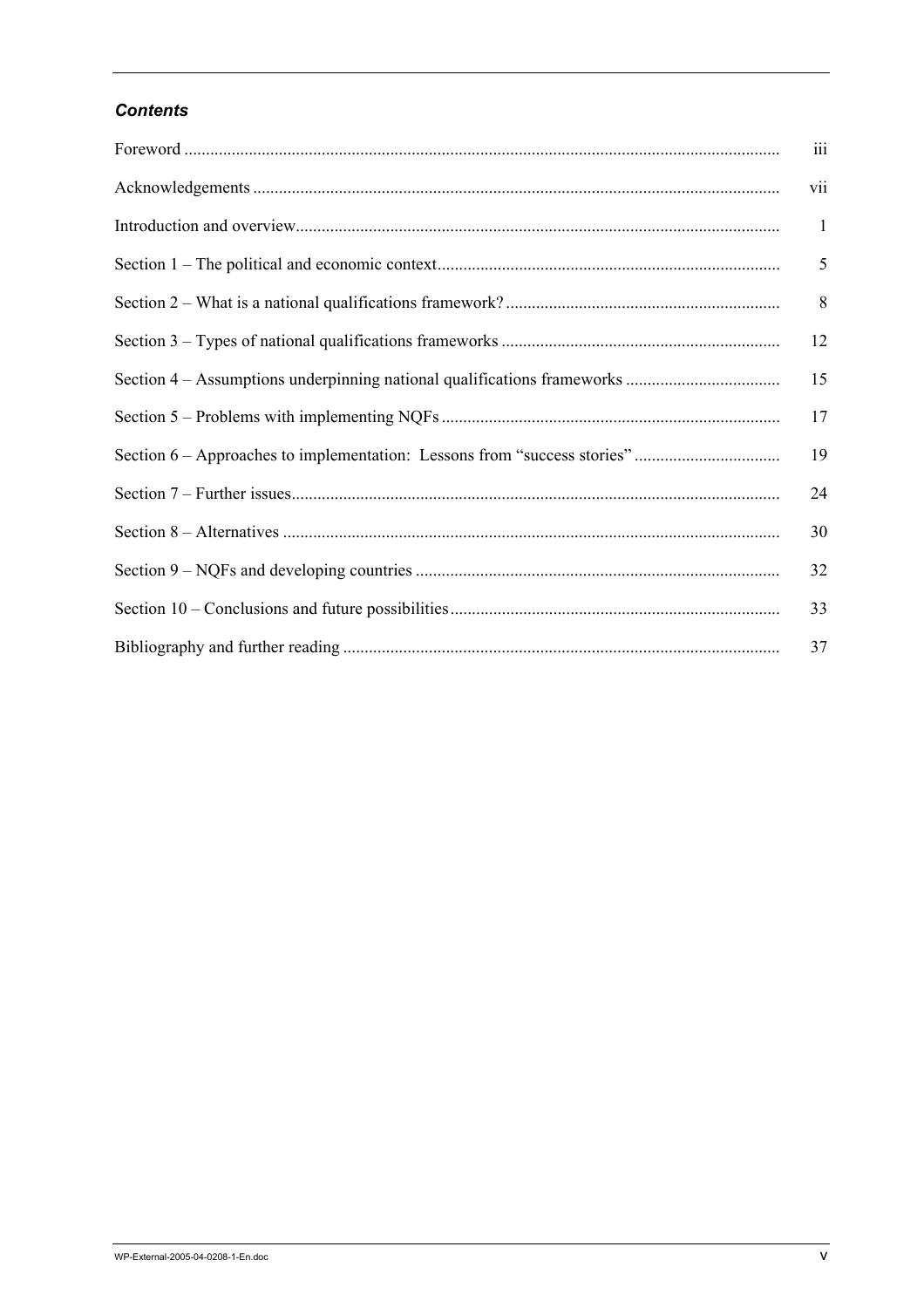### *Contents*

| | |
|---|---|
| Foreword | iii |
| Acknowledgements | vii |
| Introduction and overview | 1 |
| Section 1 – The political and economic context | 5 |
| Section 2 – What is a national qualifications framework? | 8 |
| Section 3 – Types of national qualifications frameworks | 12 |
| Section 4 – Assumptions underpinning national qualifications frameworks | 15 |
| Section 5 – Problems with implementing NQFs | 17 |
| Section 6 – Approaches to implementation: Lessons from "success stories" | 19 |
| Section 7 – Further issues | 24 |
| Section 8 – Alternatives | 30 |
| Section 9 – NQFs and developing countries | 32 |
| Section 10 – Conclusions and future possibilities | 33 |
| Bibliography and further reading | 37 |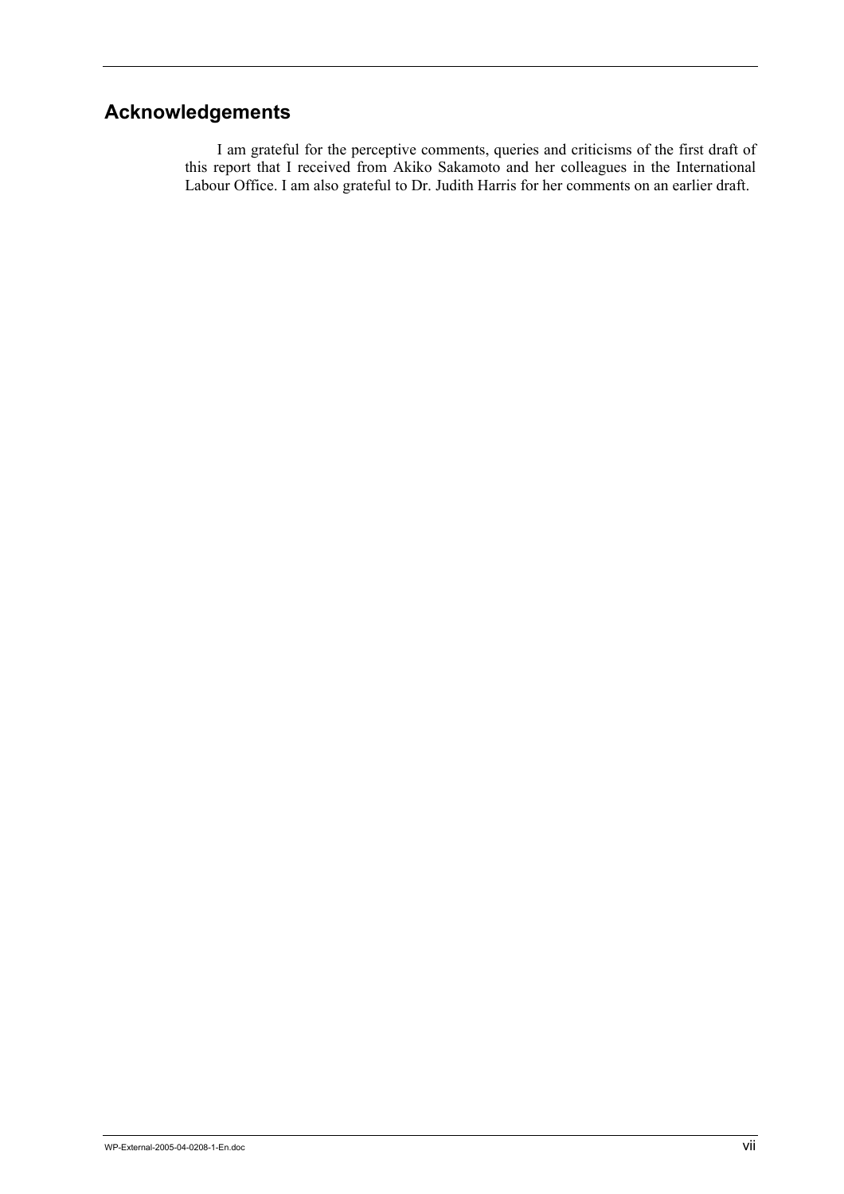## Acknowledgements

I am grateful for the perceptive comments, queries and criticisms of the first draft of this report that I received from Akiko Sakamoto and her colleagues in the International Labour Office. I am also grateful to Dr. Judith Harris for her comments on an earlier draft.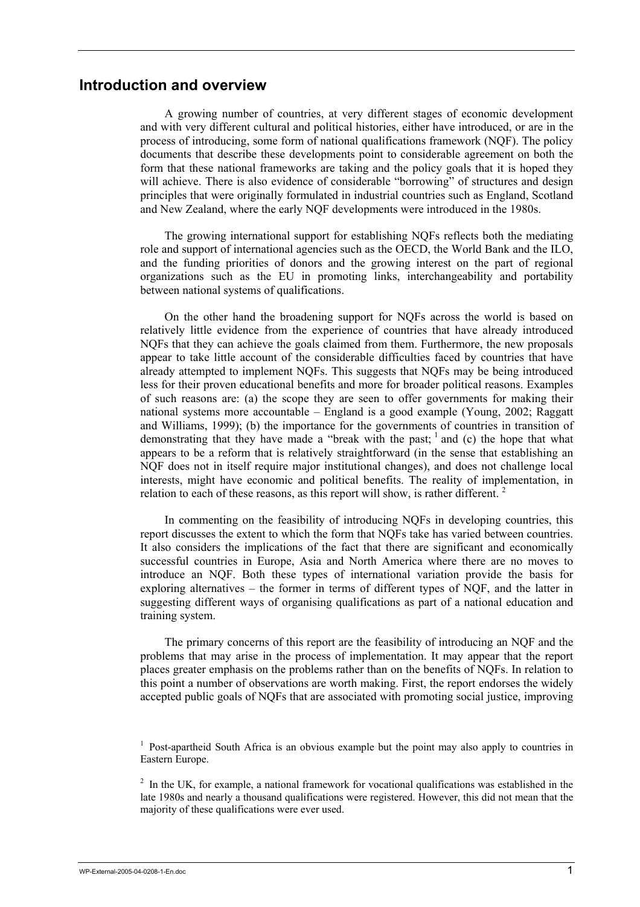## Introduction and overview

A growing number of countries, at very different stages of economic development and with very different cultural and political histories, either have introduced, or are in the process of introducing, some form of national qualifications framework (NQF). The policy documents that describe these developments point to considerable agreement on both the form that these national frameworks are taking and the policy goals that it is hoped they will achieve. There is also evidence of considerable "borrowing" of structures and design principles that were originally formulated in industrial countries such as England, Scotland and New Zealand, where the early NQF developments were introduced in the 1980s.

The growing international support for establishing NQFs reflects both the mediating role and support of international agencies such as the OECD, the World Bank and the ILO, and the funding priorities of donors and the growing interest on the part of regional organizations such as the EU in promoting links, interchangeability and portability between national systems of qualifications.

On the other hand the broadening support for NQFs across the world is based on relatively little evidence from the experience of countries that have already introduced NQFs that they can achieve the goals claimed from them. Furthermore, the new proposals appear to take little account of the considerable difficulties faced by countries that have already attempted to implement NQFs. This suggests that NQFs may be being introduced less for their proven educational benefits and more for broader political reasons. Examples of such reasons are: (a) the scope they are seen to offer governments for making their national systems more accountable – England is a good example (Young, 2002; Raggatt and Williams, 1999); (b) the importance for the governments of countries in transition of demonstrating that they have made a "break with the past; [1] and (c) the hope that what appears to be a reform that is relatively straightforward (in the sense that establishing an NQF does not in itself require major institutional changes), and does not challenge local interests, might have economic and political benefits. The reality of implementation, in relation to each of these reasons, as this report will show, is rather different. [2]

In commenting on the feasibility of introducing NQFs in developing countries, this report discusses the extent to which the form that NQFs take has varied between countries. It also considers the implications of the fact that there are significant and economically successful countries in Europe, Asia and North America where there are no moves to introduce an NQF. Both these types of international variation provide the basis for exploring alternatives – the former in terms of different types of NQF, and the latter in suggesting different ways of organising qualifications as part of a national education and training system.

The primary concerns of this report are the feasibility of introducing an NQF and the problems that may arise in the process of implementation. It may appear that the report places greater emphasis on the problems rather than on the benefits of NQFs. In relation to this point a number of observations are worth making. First, the report endorses the widely accepted public goals of NQFs that are associated with promoting social justice, improving

[1] Post-apartheid South Africa is an obvious example but the point may also apply to countries in Eastern Europe.

[2] In the UK, for example, a national framework for vocational qualifications was established in the late 1980s and nearly a thousand qualifications were registered. However, this did not mean that the majority of these qualifications were ever used.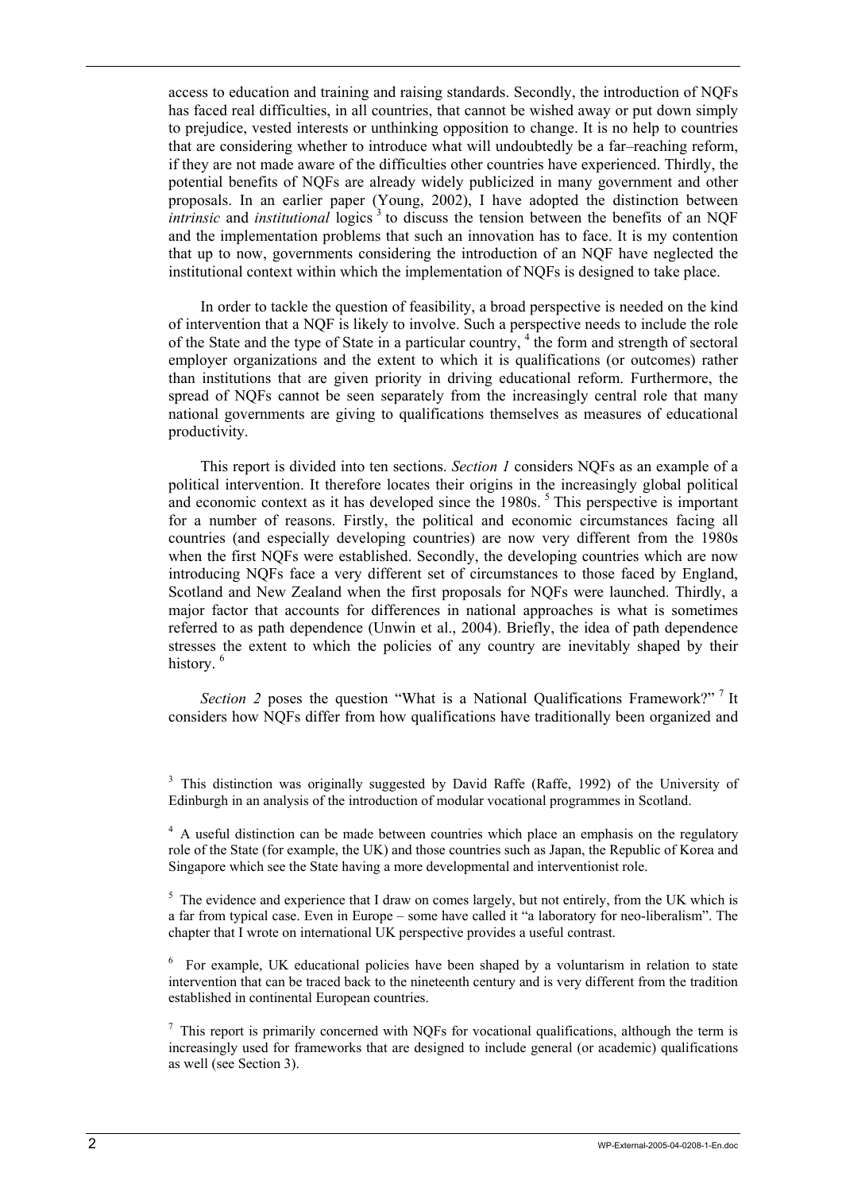access to education and training and raising standards. Secondly, the introduction of NQFs has faced real difficulties, in all countries, that cannot be wished away or put down simply to prejudice, vested interests or unthinking opposition to change. It is no help to countries that are considering whether to introduce what will undoubtedly be a far–reaching reform, if they are not made aware of the difficulties other countries have experienced. Thirdly, the potential benefits of NQFs are already widely publicized in many government and other proposals. In an earlier paper (Young, 2002), I have adopted the distinction between *intrinsic* and *institutional* logics [3] to discuss the tension between the benefits of an NQF and the implementation problems that such an innovation has to face. It is my contention that up to now, governments considering the introduction of an NQF have neglected the institutional context within which the implementation of NQFs is designed to take place.

In order to tackle the question of feasibility, a broad perspective is needed on the kind of intervention that a NQF is likely to involve. Such a perspective needs to include the role of the State and the type of State in a particular country, [4] the form and strength of sectoral employer organizations and the extent to which it is qualifications (or outcomes) rather than institutions that are given priority in driving educational reform. Furthermore, the spread of NQFs cannot be seen separately from the increasingly central role that many national governments are giving to qualifications themselves as measures of educational productivity.

This report is divided into ten sections. *Section 1* considers NQFs as an example of a political intervention. It therefore locates their origins in the increasingly global political and economic context as it has developed since the 1980s. [5] This perspective is important for a number of reasons. Firstly, the political and economic circumstances facing all countries (and especially developing countries) are now very different from the 1980s when the first NQFs were established. Secondly, the developing countries which are now introducing NQFs face a very different set of circumstances to those faced by England, Scotland and New Zealand when the first proposals for NQFs were launched. Thirdly, a major factor that accounts for differences in national approaches is what is sometimes referred to as path dependence (Unwin et al., 2004). Briefly, the idea of path dependence stresses the extent to which the policies of any country are inevitably shaped by their history. [6]

*Section 2* poses the question "What is a National Qualifications Framework?" [7] It considers how NQFs differ from how qualifications have traditionally been organized and

[3] This distinction was originally suggested by David Raffe (Raffe, 1992) of the University of Edinburgh in an analysis of the introduction of modular vocational programmes in Scotland.

[4] A useful distinction can be made between countries which place an emphasis on the regulatory role of the State (for example, the UK) and those countries such as Japan, the Republic of Korea and Singapore which see the State having a more developmental and interventionist role.

[5] The evidence and experience that I draw on comes largely, but not entirely, from the UK which is a far from typical case. Even in Europe – some have called it "a laboratory for neo-liberalism". The chapter that I wrote on international UK perspective provides a useful contrast.

[6] For example, UK educational policies have been shaped by a voluntarism in relation to state intervention that can be traced back to the nineteenth century and is very different from the tradition established in continental European countries.

[7] This report is primarily concerned with NQFs for vocational qualifications, although the term is increasingly used for frameworks that are designed to include general (or academic) qualifications as well (see Section 3).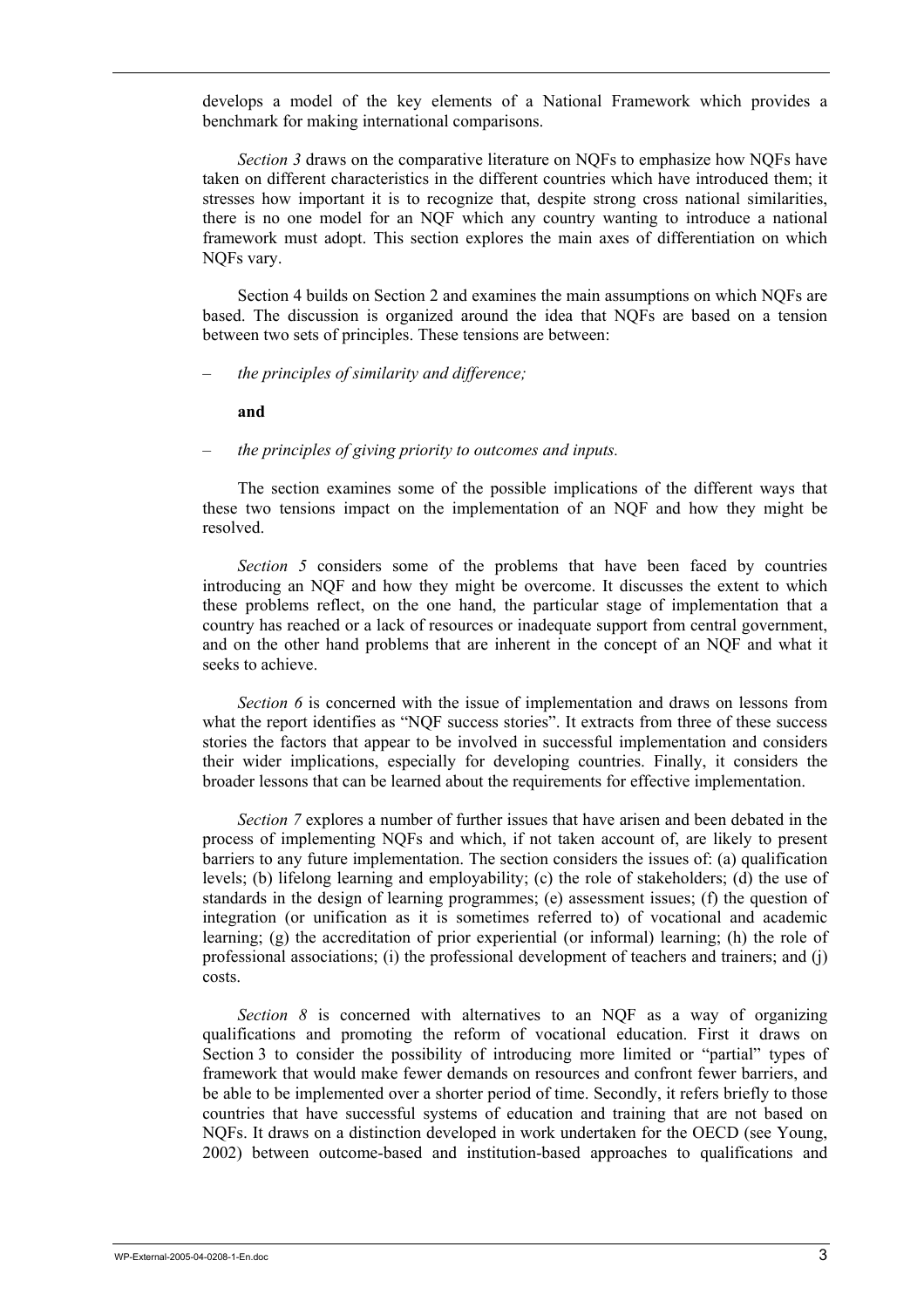develops a model of the key elements of a National Framework which provides a benchmark for making international comparisons.

*Section 3* draws on the comparative literature on NQFs to emphasize how NQFs have taken on different characteristics in the different countries which have introduced them; it stresses how important it is to recognize that, despite strong cross national similarities, there is no one model for an NQF which any country wanting to introduce a national framework must adopt. This section explores the main axes of differentiation on which NQFs vary.

Section 4 builds on Section 2 and examines the main assumptions on which NQFs are based. The discussion is organized around the idea that NQFs are based on a tension between two sets of principles. These tensions are between:

– *the principles of similarity and difference;*

**and**

– *the principles of giving priority to outcomes and inputs.*

The section examines some of the possible implications of the different ways that these two tensions impact on the implementation of an NQF and how they might be resolved.

*Section 5* considers some of the problems that have been faced by countries introducing an NQF and how they might be overcome. It discusses the extent to which these problems reflect, on the one hand, the particular stage of implementation that a country has reached or a lack of resources or inadequate support from central government, and on the other hand problems that are inherent in the concept of an NQF and what it seeks to achieve.

*Section 6* is concerned with the issue of implementation and draws on lessons from what the report identifies as "NQF success stories". It extracts from three of these success stories the factors that appear to be involved in successful implementation and considers their wider implications, especially for developing countries. Finally, it considers the broader lessons that can be learned about the requirements for effective implementation.

*Section 7* explores a number of further issues that have arisen and been debated in the process of implementing NQFs and which, if not taken account of, are likely to present barriers to any future implementation. The section considers the issues of: (a) qualification levels; (b) lifelong learning and employability; (c) the role of stakeholders; (d) the use of standards in the design of learning programmes; (e) assessment issues; (f) the question of integration (or unification as it is sometimes referred to) of vocational and academic learning; (g) the accreditation of prior experiential (or informal) learning; (h) the role of professional associations; (i) the professional development of teachers and trainers; and (j) costs.

*Section 8* is concerned with alternatives to an NQF as a way of organizing qualifications and promoting the reform of vocational education. First it draws on Section 3 to consider the possibility of introducing more limited or "partial" types of framework that would make fewer demands on resources and confront fewer barriers, and be able to be implemented over a shorter period of time. Secondly, it refers briefly to those countries that have successful systems of education and training that are not based on NQFs. It draws on a distinction developed in work undertaken for the OECD (see Young, 2002) between outcome-based and institution-based approaches to qualifications and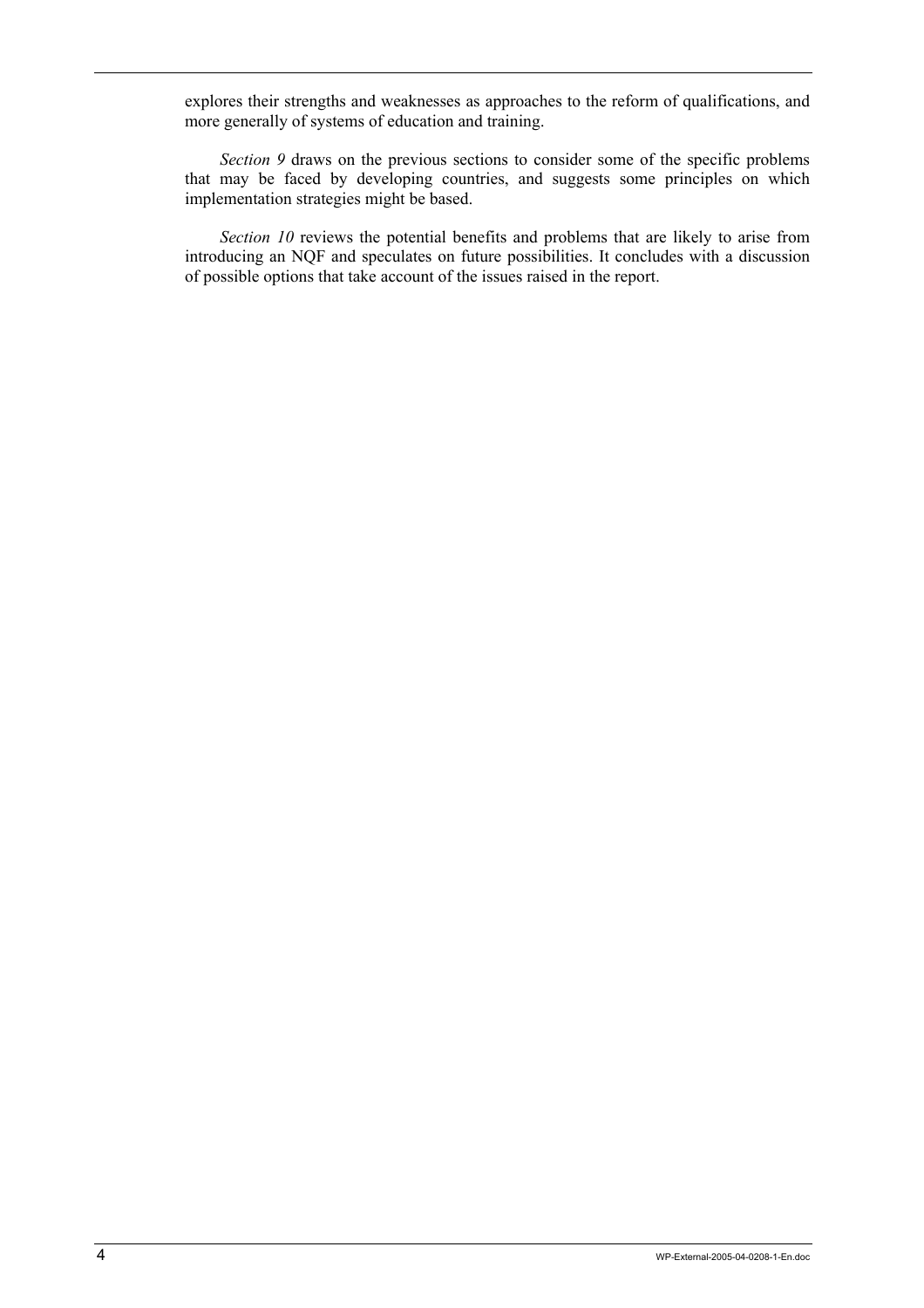explores their strengths and weaknesses as approaches to the reform of qualifications, and more generally of systems of education and training.

*Section 9* draws on the previous sections to consider some of the specific problems that may be faced by developing countries, and suggests some principles on which implementation strategies might be based.

*Section 10* reviews the potential benefits and problems that are likely to arise from introducing an NQF and speculates on future possibilities. It concludes with a discussion of possible options that take account of the issues raised in the report.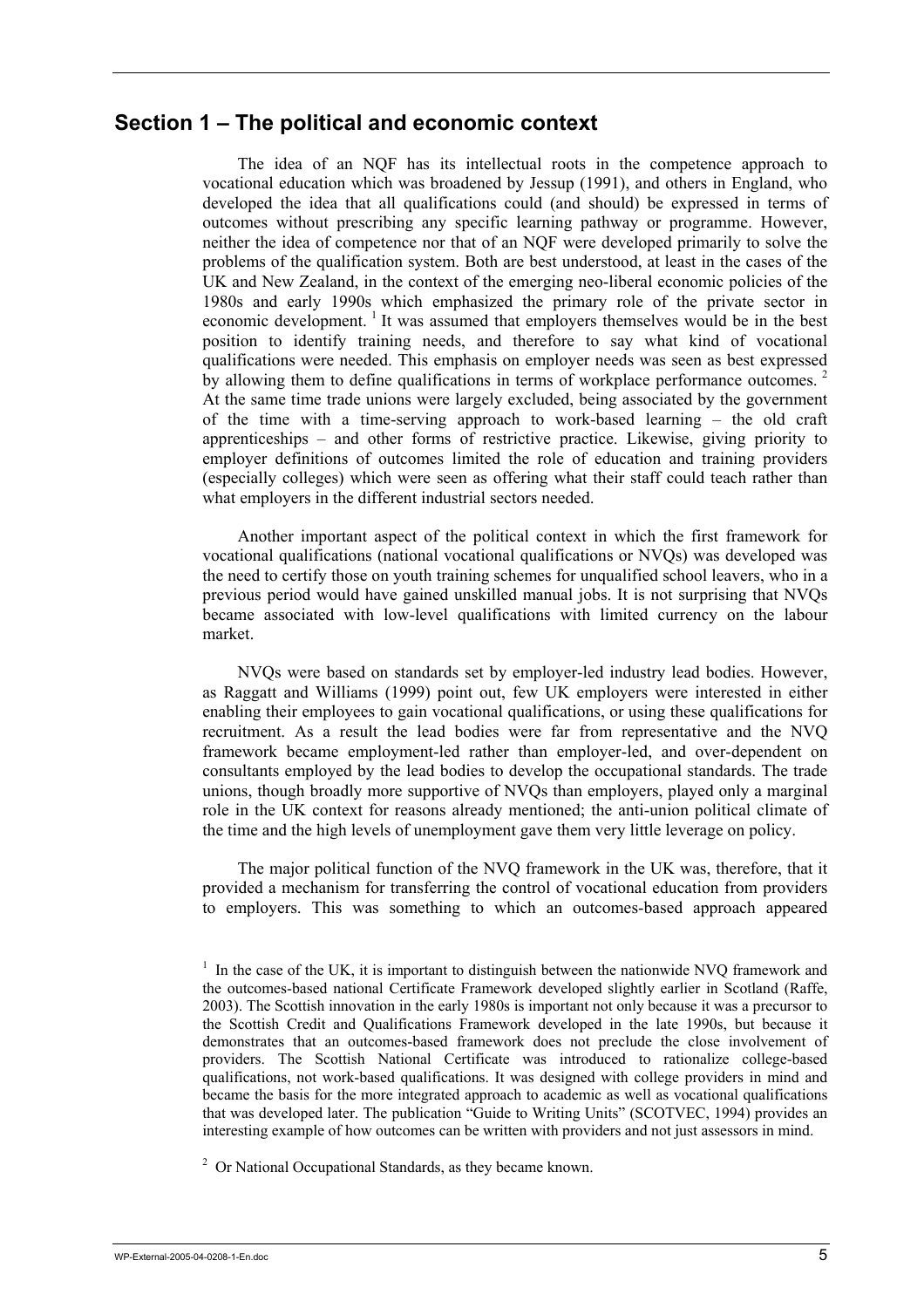## Section 1 – The political and economic context

The idea of an NQF has its intellectual roots in the competence approach to vocational education which was broadened by Jessup (1991), and others in England, who developed the idea that all qualifications could (and should) be expressed in terms of outcomes without prescribing any specific learning pathway or programme. However, neither the idea of competence nor that of an NQF were developed primarily to solve the problems of the qualification system. Both are best understood, at least in the cases of the UK and New Zealand, in the context of the emerging neo-liberal economic policies of the 1980s and early 1990s which emphasized the primary role of the private sector in economic development. [1] It was assumed that employers themselves would be in the best position to identify training needs, and therefore to say what kind of vocational qualifications were needed. This emphasis on employer needs was seen as best expressed by allowing them to define qualifications in terms of workplace performance outcomes. [2] At the same time trade unions were largely excluded, being associated by the government of the time with a time-serving approach to work-based learning – the old craft apprenticeships – and other forms of restrictive practice. Likewise, giving priority to employer definitions of outcomes limited the role of education and training providers (especially colleges) which were seen as offering what their staff could teach rather than what employers in the different industrial sectors needed.

Another important aspect of the political context in which the first framework for vocational qualifications (national vocational qualifications or NVQs) was developed was the need to certify those on youth training schemes for unqualified school leavers, who in a previous period would have gained unskilled manual jobs. It is not surprising that NVQs became associated with low-level qualifications with limited currency on the labour market.

NVQs were based on standards set by employer-led industry lead bodies. However, as Raggatt and Williams (1999) point out, few UK employers were interested in either enabling their employees to gain vocational qualifications, or using these qualifications for recruitment. As a result the lead bodies were far from representative and the NVQ framework became employment-led rather than employer-led, and over-dependent on consultants employed by the lead bodies to develop the occupational standards. The trade unions, though broadly more supportive of NVQs than employers, played only a marginal role in the UK context for reasons already mentioned; the anti-union political climate of the time and the high levels of unemployment gave them very little leverage on policy.

The major political function of the NVQ framework in the UK was, therefore, that it provided a mechanism for transferring the control of vocational education from providers to employers. This was something to which an outcomes-based approach appeared

[1] In the case of the UK, it is important to distinguish between the nationwide NVQ framework and the outcomes-based national Certificate Framework developed slightly earlier in Scotland (Raffe, 2003). The Scottish innovation in the early 1980s is important not only because it was a precursor to the Scottish Credit and Qualifications Framework developed in the late 1990s, but because it demonstrates that an outcomes-based framework does not preclude the close involvement of providers. The Scottish National Certificate was introduced to rationalize college-based qualifications, not work-based qualifications. It was designed with college providers in mind and became the basis for the more integrated approach to academic as well as vocational qualifications that was developed later. The publication "Guide to Writing Units" (SCOTVEC, 1994) provides an interesting example of how outcomes can be written with providers and not just assessors in mind.

[2] Or National Occupational Standards, as they became known.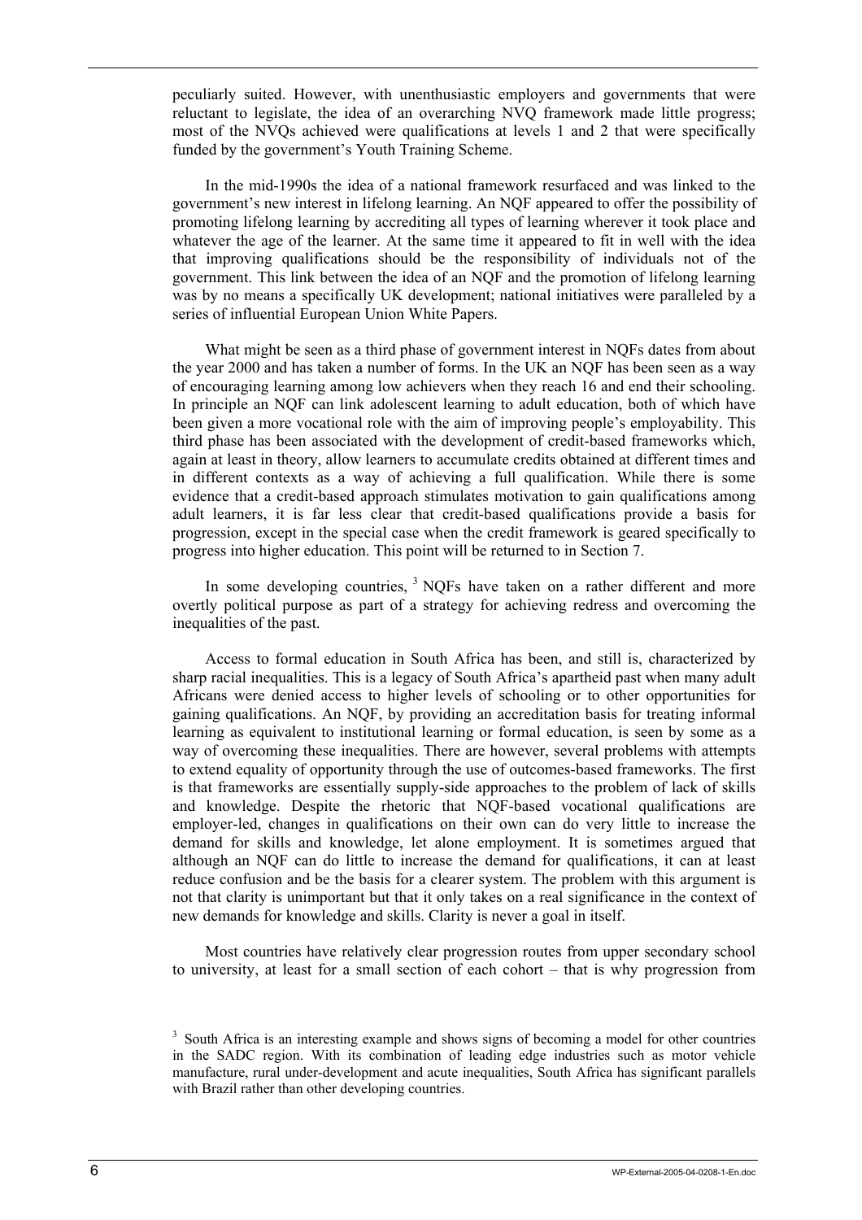peculiarly suited. However, with unenthusiastic employers and governments that were reluctant to legislate, the idea of an overarching NVQ framework made little progress; most of the NVQs achieved were qualifications at levels 1 and 2 that were specifically funded by the government's Youth Training Scheme.

In the mid-1990s the idea of a national framework resurfaced and was linked to the government's new interest in lifelong learning. An NQF appeared to offer the possibility of promoting lifelong learning by accrediting all types of learning wherever it took place and whatever the age of the learner. At the same time it appeared to fit in well with the idea that improving qualifications should be the responsibility of individuals not of the government. This link between the idea of an NQF and the promotion of lifelong learning was by no means a specifically UK development; national initiatives were paralleled by a series of influential European Union White Papers.

What might be seen as a third phase of government interest in NQFs dates from about the year 2000 and has taken a number of forms. In the UK an NQF has been seen as a way of encouraging learning among low achievers when they reach 16 and end their schooling. In principle an NQF can link adolescent learning to adult education, both of which have been given a more vocational role with the aim of improving people's employability. This third phase has been associated with the development of credit-based frameworks which, again at least in theory, allow learners to accumulate credits obtained at different times and in different contexts as a way of achieving a full qualification. While there is some evidence that a credit-based approach stimulates motivation to gain qualifications among adult learners, it is far less clear that credit-based qualifications provide a basis for progression, except in the special case when the credit framework is geared specifically to progress into higher education. This point will be returned to in Section 7.

In some developing countries, [3] NQFs have taken on a rather different and more overtly political purpose as part of a strategy for achieving redress and overcoming the inequalities of the past.

Access to formal education in South Africa has been, and still is, characterized by sharp racial inequalities. This is a legacy of South Africa's apartheid past when many adult Africans were denied access to higher levels of schooling or to other opportunities for gaining qualifications. An NQF, by providing an accreditation basis for treating informal learning as equivalent to institutional learning or formal education, is seen by some as a way of overcoming these inequalities. There are however, several problems with attempts to extend equality of opportunity through the use of outcomes-based frameworks. The first is that frameworks are essentially supply-side approaches to the problem of lack of skills and knowledge. Despite the rhetoric that NQF-based vocational qualifications are employer-led, changes in qualifications on their own can do very little to increase the demand for skills and knowledge, let alone employment. It is sometimes argued that although an NQF can do little to increase the demand for qualifications, it can at least reduce confusion and be the basis for a clearer system. The problem with this argument is not that clarity is unimportant but that it only takes on a real significance in the context of new demands for knowledge and skills. Clarity is never a goal in itself.

Most countries have relatively clear progression routes from upper secondary school to university, at least for a small section of each cohort – that is why progression from

[3] South Africa is an interesting example and shows signs of becoming a model for other countries in the SADC region. With its combination of leading edge industries such as motor vehicle manufacture, rural under-development and acute inequalities, South Africa has significant parallels with Brazil rather than other developing countries.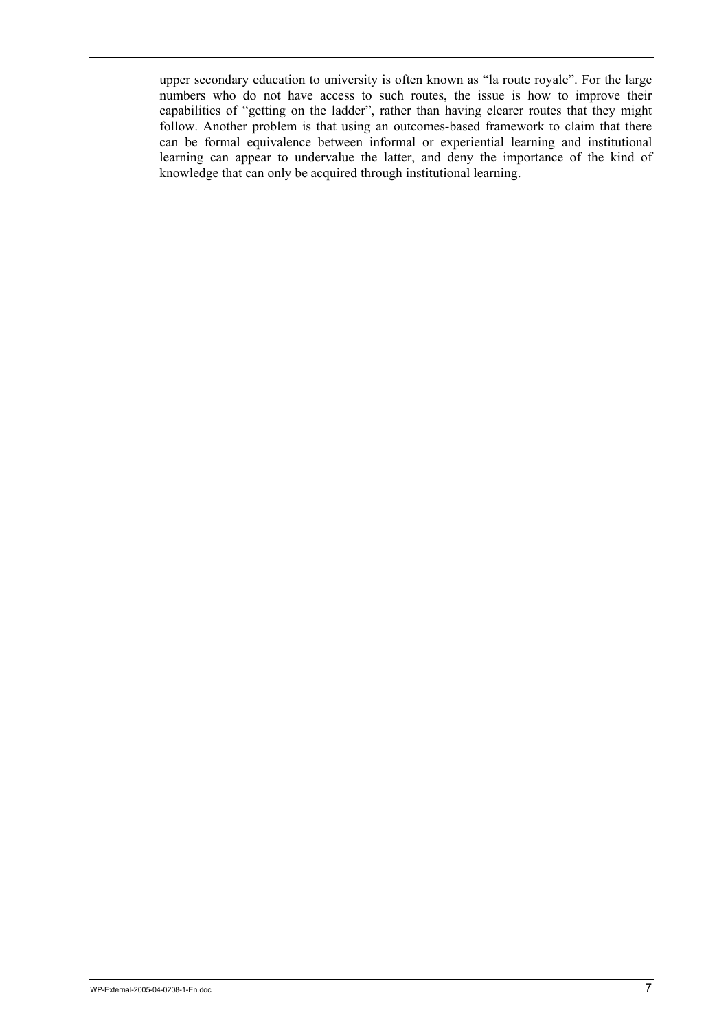upper secondary education to university is often known as "la route royale". For the large numbers who do not have access to such routes, the issue is how to improve their capabilities of "getting on the ladder", rather than having clearer routes that they might follow. Another problem is that using an outcomes-based framework to claim that there can be formal equivalence between informal or experiential learning and institutional learning can appear to undervalue the latter, and deny the importance of the kind of knowledge that can only be acquired through institutional learning.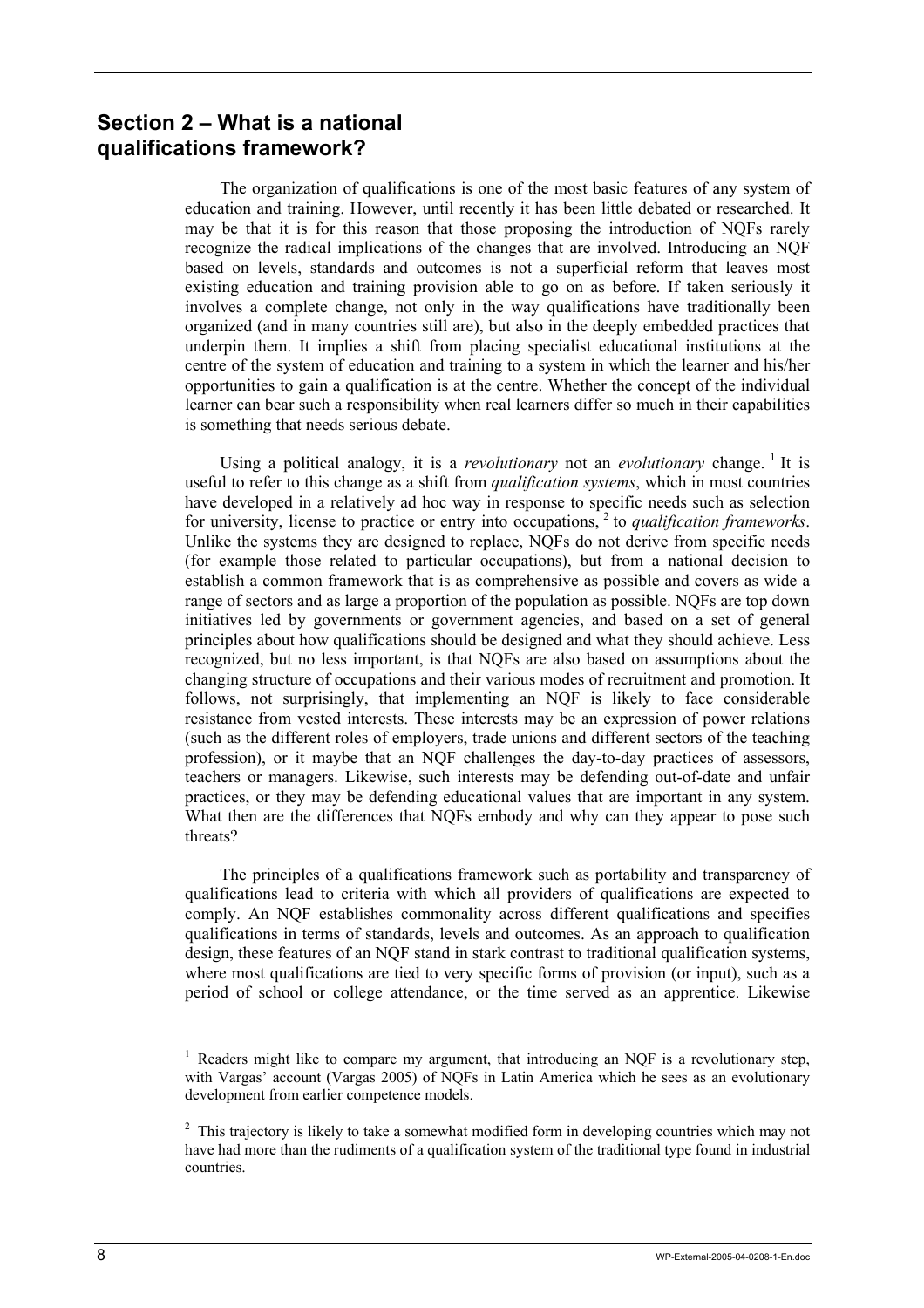## Section 2 – What is a national qualifications framework?

The organization of qualifications is one of the most basic features of any system of education and training. However, until recently it has been little debated or researched. It may be that it is for this reason that those proposing the introduction of NQFs rarely recognize the radical implications of the changes that are involved. Introducing an NQF based on levels, standards and outcomes is not a superficial reform that leaves most existing education and training provision able to go on as before. If taken seriously it involves a complete change, not only in the way qualifications have traditionally been organized (and in many countries still are), but also in the deeply embedded practices that underpin them. It implies a shift from placing specialist educational institutions at the centre of the system of education and training to a system in which the learner and his/her opportunities to gain a qualification is at the centre. Whether the concept of the individual learner can bear such a responsibility when real learners differ so much in their capabilities is something that needs serious debate.

Using a political analogy, it is a *revolutionary* not an *evolutionary* change. [1] It is useful to refer to this change as a shift from *qualification systems*, which in most countries have developed in a relatively ad hoc way in response to specific needs such as selection for university, license to practice or entry into occupations, [2] to *qualification frameworks*. Unlike the systems they are designed to replace, NQFs do not derive from specific needs (for example those related to particular occupations), but from a national decision to establish a common framework that is as comprehensive as possible and covers as wide a range of sectors and as large a proportion of the population as possible. NQFs are top down initiatives led by governments or government agencies, and based on a set of general principles about how qualifications should be designed and what they should achieve. Less recognized, but no less important, is that NQFs are also based on assumptions about the changing structure of occupations and their various modes of recruitment and promotion. It follows, not surprisingly, that implementing an NQF is likely to face considerable resistance from vested interests. These interests may be an expression of power relations (such as the different roles of employers, trade unions and different sectors of the teaching profession), or it maybe that an NQF challenges the day-to-day practices of assessors, teachers or managers. Likewise, such interests may be defending out-of-date and unfair practices, or they may be defending educational values that are important in any system. What then are the differences that NQFs embody and why can they appear to pose such threats?

The principles of a qualifications framework such as portability and transparency of qualifications lead to criteria with which all providers of qualifications are expected to comply. An NQF establishes commonality across different qualifications and specifies qualifications in terms of standards, levels and outcomes. As an approach to qualification design, these features of an NQF stand in stark contrast to traditional qualification systems, where most qualifications are tied to very specific forms of provision (or input), such as a period of school or college attendance, or the time served as an apprentice. Likewise

[1] Readers might like to compare my argument, that introducing an NQF is a revolutionary step, with Vargas' account (Vargas 2005) of NQFs in Latin America which he sees as an evolutionary development from earlier competence models.

[2] This trajectory is likely to take a somewhat modified form in developing countries which may not have had more than the rudiments of a qualification system of the traditional type found in industrial countries.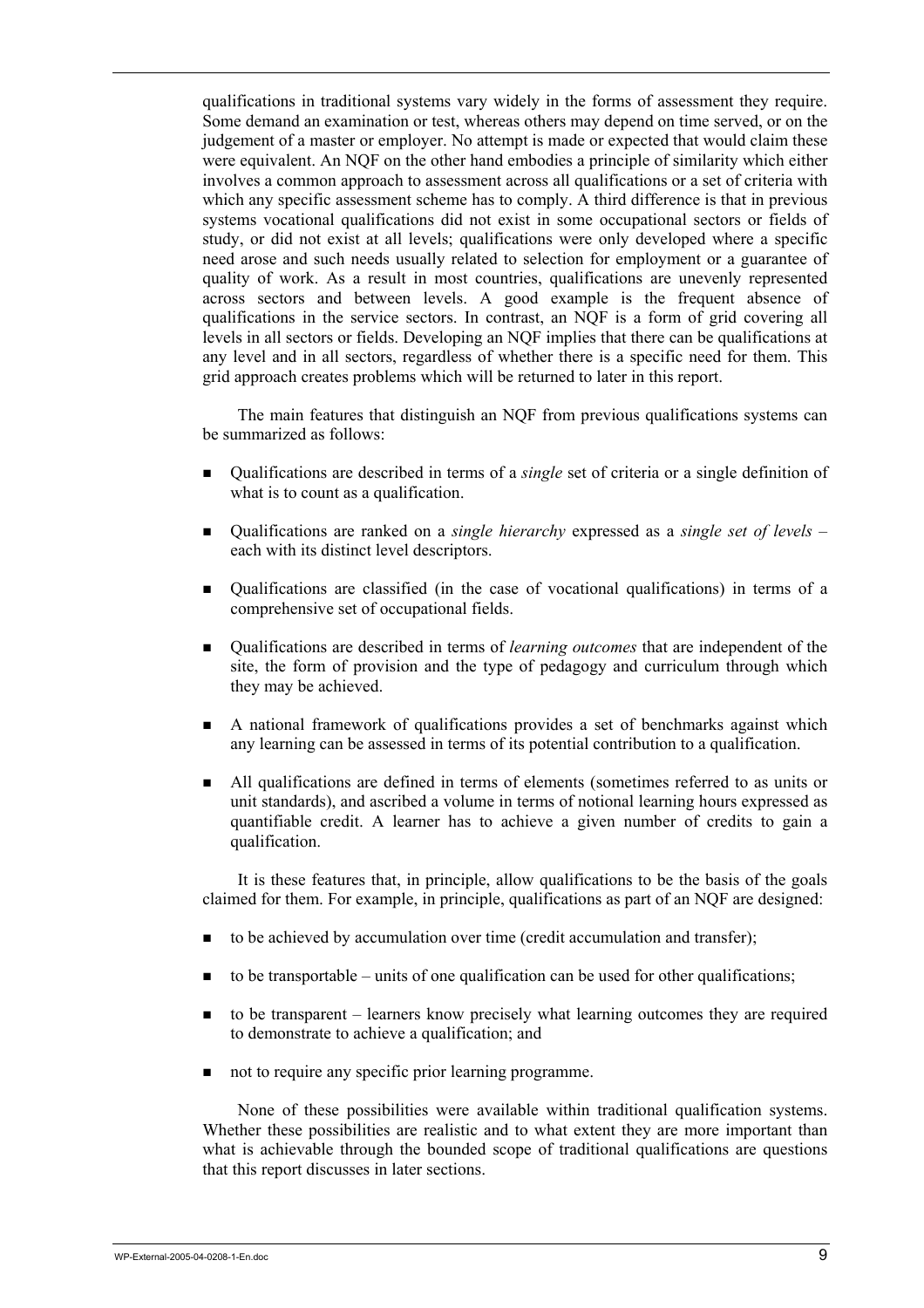qualifications in traditional systems vary widely in the forms of assessment they require. Some demand an examination or test, whereas others may depend on time served, or on the judgement of a master or employer. No attempt is made or expected that would claim these were equivalent. An NQF on the other hand embodies a principle of similarity which either involves a common approach to assessment across all qualifications or a set of criteria with which any specific assessment scheme has to comply. A third difference is that in previous systems vocational qualifications did not exist in some occupational sectors or fields of study, or did not exist at all levels; qualifications were only developed where a specific need arose and such needs usually related to selection for employment or a guarantee of quality of work. As a result in most countries, qualifications are unevenly represented across sectors and between levels. A good example is the frequent absence of qualifications in the service sectors. In contrast, an NQF is a form of grid covering all levels in all sectors or fields. Developing an NQF implies that there can be qualifications at any level and in all sectors, regardless of whether there is a specific need for them. This grid approach creates problems which will be returned to later in this report.

The main features that distinguish an NQF from previous qualifications systems can be summarized as follows:

- Qualifications are described in terms of a *single* set of criteria or a single definition of what is to count as a qualification.
- Qualifications are ranked on a *single hierarchy* expressed as a *single set of levels* – each with its distinct level descriptors.
- Qualifications are classified (in the case of vocational qualifications) in terms of a comprehensive set of occupational fields.
- Qualifications are described in terms of *learning outcomes* that are independent of the site, the form of provision and the type of pedagogy and curriculum through which they may be achieved.
- A national framework of qualifications provides a set of benchmarks against which any learning can be assessed in terms of its potential contribution to a qualification.
- All qualifications are defined in terms of elements (sometimes referred to as units or unit standards), and ascribed a volume in terms of notional learning hours expressed as quantifiable credit. A learner has to achieve a given number of credits to gain a qualification.

It is these features that, in principle, allow qualifications to be the basis of the goals claimed for them. For example, in principle, qualifications as part of an NQF are designed:

- to be achieved by accumulation over time (credit accumulation and transfer);
- to be transportable – units of one qualification can be used for other qualifications;
- to be transparent – learners know precisely what learning outcomes they are required to demonstrate to achieve a qualification; and
- not to require any specific prior learning programme.

None of these possibilities were available within traditional qualification systems. Whether these possibilities are realistic and to what extent they are more important than what is achievable through the bounded scope of traditional qualifications are questions that this report discusses in later sections.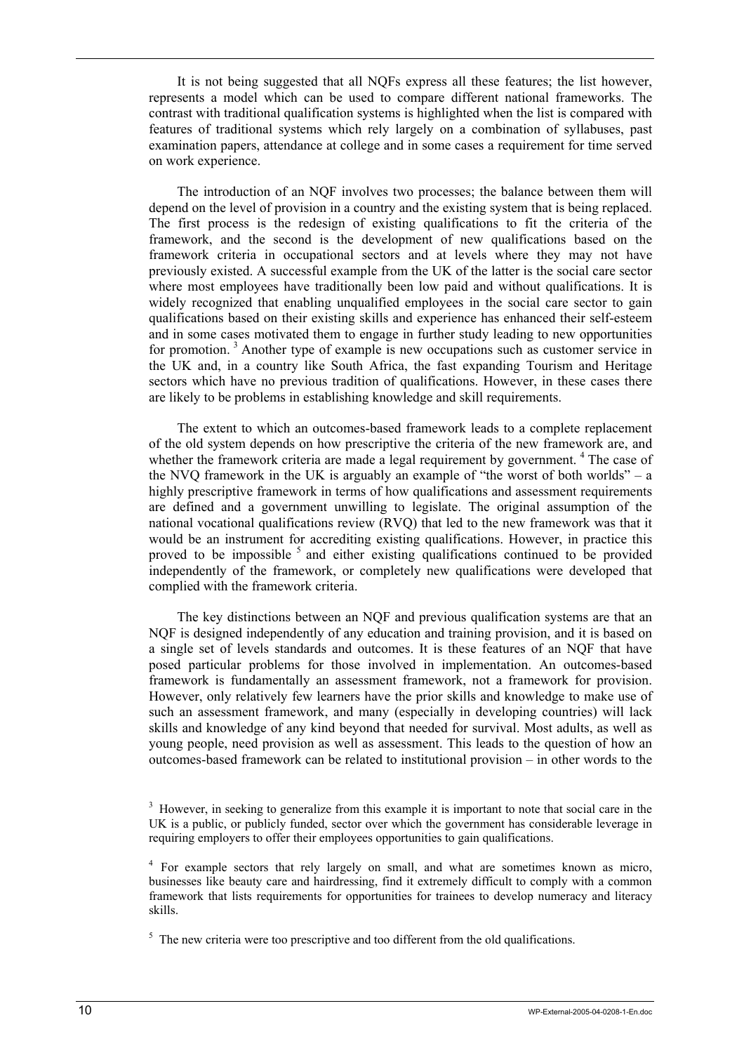It is not being suggested that all NQFs express all these features; the list however, represents a model which can be used to compare different national frameworks. The contrast with traditional qualification systems is highlighted when the list is compared with features of traditional systems which rely largely on a combination of syllabuses, past examination papers, attendance at college and in some cases a requirement for time served on work experience.

The introduction of an NQF involves two processes; the balance between them will depend on the level of provision in a country and the existing system that is being replaced. The first process is the redesign of existing qualifications to fit the criteria of the framework, and the second is the development of new qualifications based on the framework criteria in occupational sectors and at levels where they may not have previously existed. A successful example from the UK of the latter is the social care sector where most employees have traditionally been low paid and without qualifications. It is widely recognized that enabling unqualified employees in the social care sector to gain qualifications based on their existing skills and experience has enhanced their self-esteem and in some cases motivated them to engage in further study leading to new opportunities for promotion. [3] Another type of example is new occupations such as customer service in the UK and, in a country like South Africa, the fast expanding Tourism and Heritage sectors which have no previous tradition of qualifications. However, in these cases there are likely to be problems in establishing knowledge and skill requirements.

The extent to which an outcomes-based framework leads to a complete replacement of the old system depends on how prescriptive the criteria of the new framework are, and whether the framework criteria are made a legal requirement by government. [4] The case of the NVQ framework in the UK is arguably an example of "the worst of both worlds" – a highly prescriptive framework in terms of how qualifications and assessment requirements are defined and a government unwilling to legislate. The original assumption of the national vocational qualifications review (RVQ) that led to the new framework was that it would be an instrument for accrediting existing qualifications. However, in practice this proved to be impossible [5] and either existing qualifications continued to be provided independently of the framework, or completely new qualifications were developed that complied with the framework criteria.

The key distinctions between an NQF and previous qualification systems are that an NQF is designed independently of any education and training provision, and it is based on a single set of levels standards and outcomes. It is these features of an NQF that have posed particular problems for those involved in implementation. An outcomes-based framework is fundamentally an assessment framework, not a framework for provision. However, only relatively few learners have the prior skills and knowledge to make use of such an assessment framework, and many (especially in developing countries) will lack skills and knowledge of any kind beyond that needed for survival. Most adults, as well as young people, need provision as well as assessment. This leads to the question of how an outcomes-based framework can be related to institutional provision – in other words to the

[3] However, in seeking to generalize from this example it is important to note that social care in the UK is a public, or publicly funded, sector over which the government has considerable leverage in requiring employers to offer their employees opportunities to gain qualifications.

[4] For example sectors that rely largely on small, and what are sometimes known as micro, businesses like beauty care and hairdressing, find it extremely difficult to comply with a common framework that lists requirements for opportunities for trainees to develop numeracy and literacy skills.

[5] The new criteria were too prescriptive and too different from the old qualifications.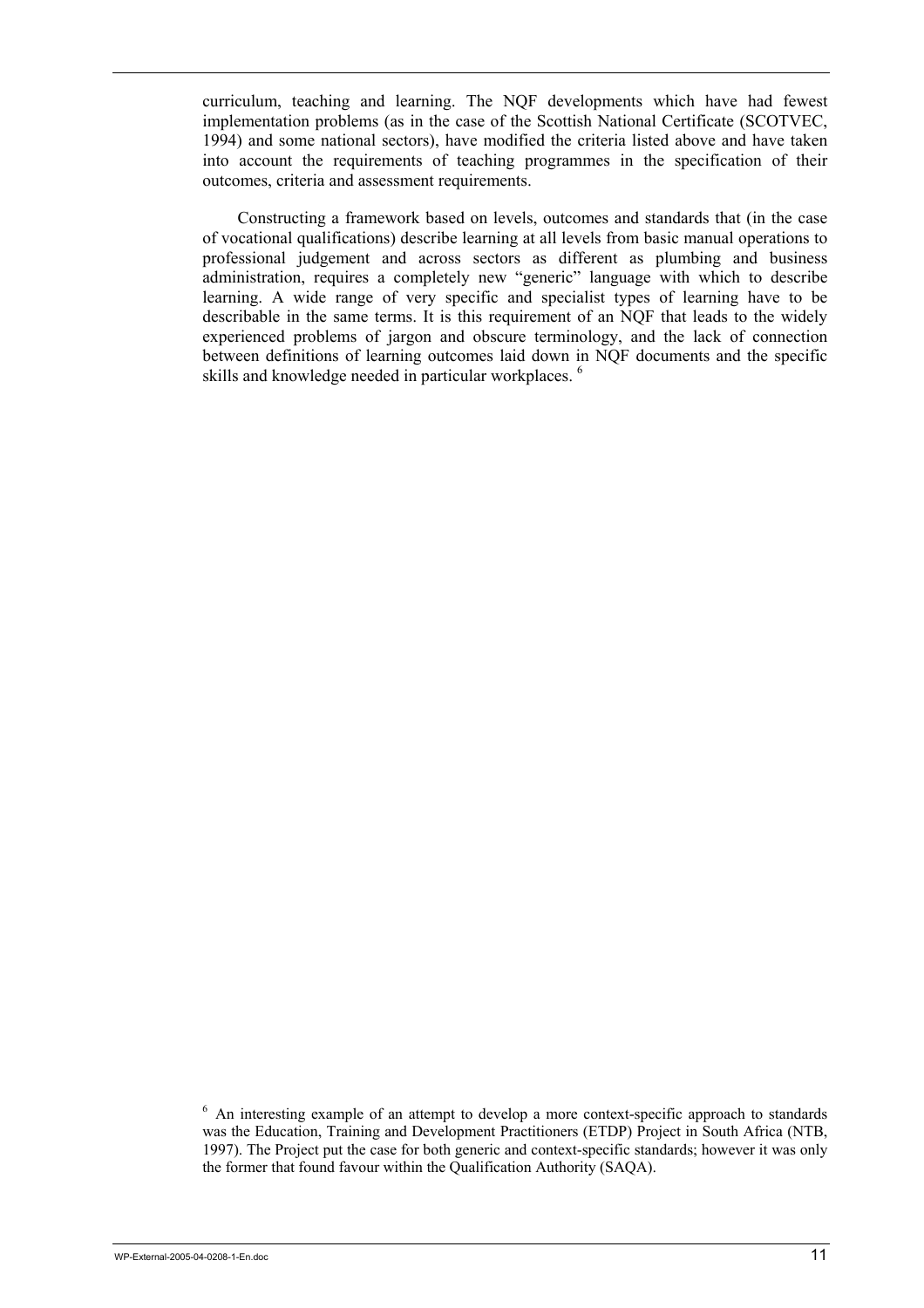curriculum, teaching and learning. The NQF developments which have had fewest implementation problems (as in the case of the Scottish National Certificate (SCOTVEC, 1994) and some national sectors), have modified the criteria listed above and have taken into account the requirements of teaching programmes in the specification of their outcomes, criteria and assessment requirements.

Constructing a framework based on levels, outcomes and standards that (in the case of vocational qualifications) describe learning at all levels from basic manual operations to professional judgement and across sectors as different as plumbing and business administration, requires a completely new "generic" language with which to describe learning. A wide range of very specific and specialist types of learning have to be describable in the same terms. It is this requirement of an NQF that leads to the widely experienced problems of jargon and obscure terminology, and the lack of connection between definitions of learning outcomes laid down in NQF documents and the specific skills and knowledge needed in particular workplaces. [6]

[6] An interesting example of an attempt to develop a more context-specific approach to standards was the Education, Training and Development Practitioners (ETDP) Project in South Africa (NTB, 1997). The Project put the case for both generic and context-specific standards; however it was only the former that found favour within the Qualification Authority (SAQA).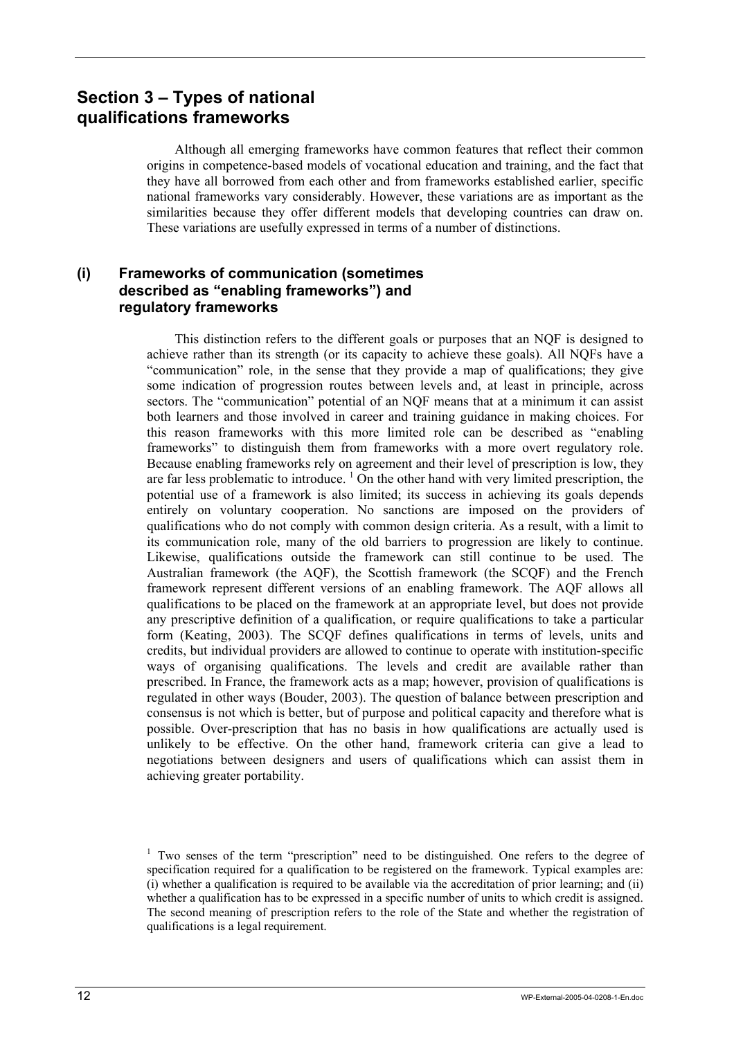# Section 3 – Types of national qualifications frameworks

Although all emerging frameworks have common features that reflect their common origins in competence-based models of vocational education and training, and the fact that they have all borrowed from each other and from frameworks established earlier, specific national frameworks vary considerably. However, these variations are as important as the similarities because they offer different models that developing countries can draw on. These variations are usefully expressed in terms of a number of distinctions.

## (i) Frameworks of communication (sometimes described as "enabling frameworks") and regulatory frameworks

This distinction refers to the different goals or purposes that an NQF is designed to achieve rather than its strength (or its capacity to achieve these goals). All NQFs have a "communication" role, in the sense that they provide a map of qualifications; they give some indication of progression routes between levels and, at least in principle, across sectors. The "communication" potential of an NQF means that at a minimum it can assist both learners and those involved in career and training guidance in making choices. For this reason frameworks with this more limited role can be described as "enabling frameworks" to distinguish them from frameworks with a more overt regulatory role. Because enabling frameworks rely on agreement and their level of prescription is low, they are far less problematic to introduce. [1] On the other hand with very limited prescription, the potential use of a framework is also limited; its success in achieving its goals depends entirely on voluntary cooperation. No sanctions are imposed on the providers of qualifications who do not comply with common design criteria. As a result, with a limit to its communication role, many of the old barriers to progression are likely to continue. Likewise, qualifications outside the framework can still continue to be used. The Australian framework (the AQF), the Scottish framework (the SCQF) and the French framework represent different versions of an enabling framework. The AQF allows all qualifications to be placed on the framework at an appropriate level, but does not provide any prescriptive definition of a qualification, or require qualifications to take a particular form (Keating, 2003). The SCQF defines qualifications in terms of levels, units and credits, but individual providers are allowed to continue to operate with institution-specific ways of organising qualifications. The levels and credit are available rather than prescribed. In France, the framework acts as a map; however, provision of qualifications is regulated in other ways (Bouder, 2003). The question of balance between prescription and consensus is not which is better, but of purpose and political capacity and therefore what is possible. Over-prescription that has no basis in how qualifications are actually used is unlikely to be effective. On the other hand, framework criteria can give a lead to negotiations between designers and users of qualifications which can assist them in achieving greater portability.

[1] Two senses of the term "prescription" need to be distinguished. One refers to the degree of specification required for a qualification to be registered on the framework. Typical examples are: (i) whether a qualification is required to be available via the accreditation of prior learning; and (ii) whether a qualification has to be expressed in a specific number of units to which credit is assigned. The second meaning of prescription refers to the role of the State and whether the registration of qualifications is a legal requirement.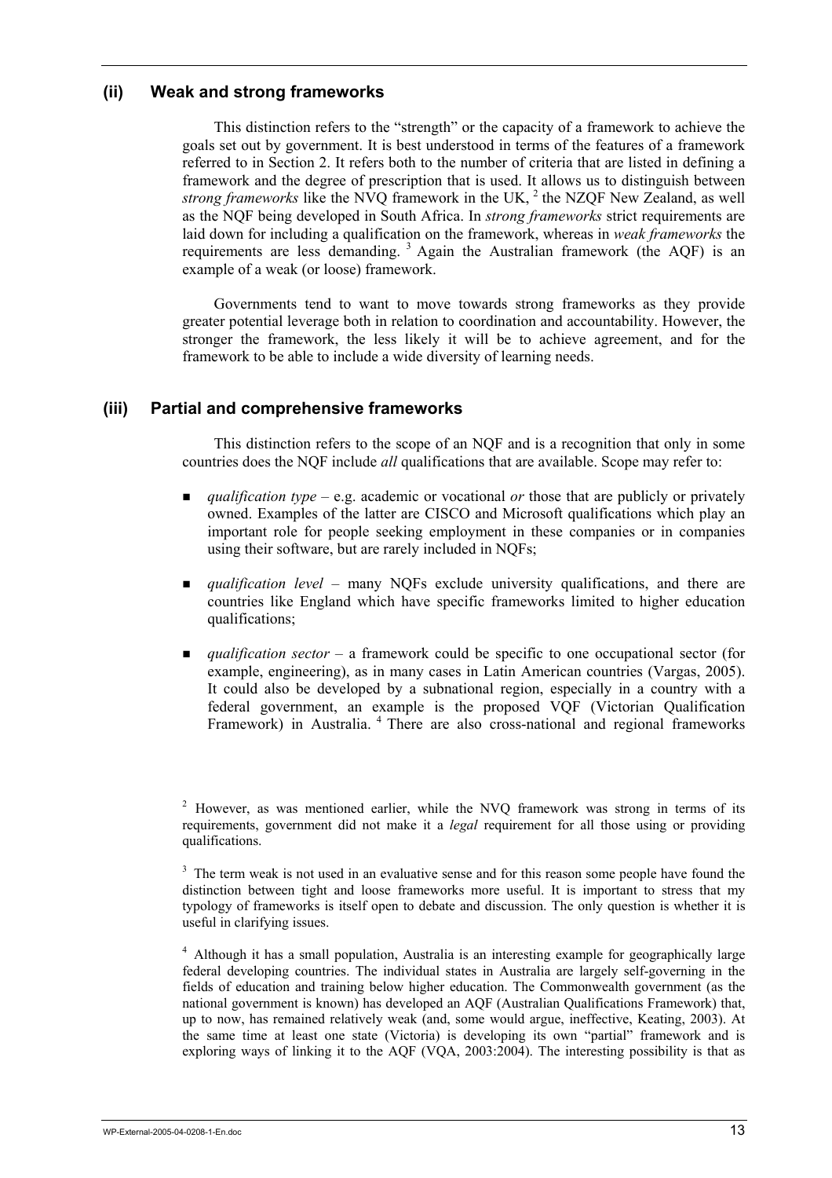### (ii) Weak and strong frameworks

This distinction refers to the "strength" or the capacity of a framework to achieve the goals set out by government. It is best understood in terms of the features of a framework referred to in Section 2. It refers both to the number of criteria that are listed in defining a framework and the degree of prescription that is used. It allows us to distinguish between *strong frameworks* like the NVQ framework in the UK, [2] the NZQF New Zealand, as well as the NQF being developed in South Africa. In *strong frameworks* strict requirements are laid down for including a qualification on the framework, whereas in *weak frameworks* the requirements are less demanding. [3] Again the Australian framework (the AQF) is an example of a weak (or loose) framework.

Governments tend to want to move towards strong frameworks as they provide greater potential leverage both in relation to coordination and accountability. However, the stronger the framework, the less likely it will be to achieve agreement, and for the framework to be able to include a wide diversity of learning needs.

### (iii) Partial and comprehensive frameworks

This distinction refers to the scope of an NQF and is a recognition that only in some countries does the NQF include *all* qualifications that are available. Scope may refer to:

- *qualification type* – e.g. academic or vocational *or* those that are publicly or privately owned. Examples of the latter are CISCO and Microsoft qualifications which play an important role for people seeking employment in these companies or in companies using their software, but are rarely included in NQFs;
- *qualification level* – many NQFs exclude university qualifications, and there are countries like England which have specific frameworks limited to higher education qualifications;
- *qualification sector* – a framework could be specific to one occupational sector (for example, engineering), as in many cases in Latin American countries (Vargas, 2005). It could also be developed by a subnational region, especially in a country with a federal government, an example is the proposed VQF (Victorian Qualification Framework) in Australia. [4] There are also cross-national and regional frameworks

[2] However, as was mentioned earlier, while the NVQ framework was strong in terms of its requirements, government did not make it a *legal* requirement for all those using or providing qualifications.

[3] The term weak is not used in an evaluative sense and for this reason some people have found the distinction between tight and loose frameworks more useful. It is important to stress that my typology of frameworks is itself open to debate and discussion. The only question is whether it is useful in clarifying issues.

[4] Although it has a small population, Australia is an interesting example for geographically large federal developing countries. The individual states in Australia are largely self-governing in the fields of education and training below higher education. The Commonwealth government (as the national government is known) has developed an AQF (Australian Qualifications Framework) that, up to now, has remained relatively weak (and, some would argue, ineffective, Keating, 2003). At the same time at least one state (Victoria) is developing its own "partial" framework and is exploring ways of linking it to the AQF (VQA, 2003:2004). The interesting possibility is that as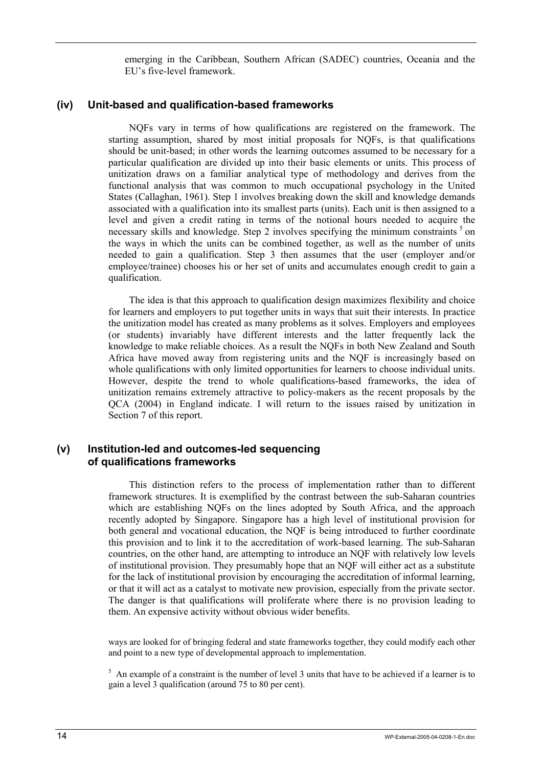emerging in the Caribbean, Southern African (SADEC) countries, Oceania and the EU's five-level framework.

### (iv) Unit-based and qualification-based frameworks

NQFs vary in terms of how qualifications are registered on the framework. The starting assumption, shared by most initial proposals for NQFs, is that qualifications should be unit-based; in other words the learning outcomes assumed to be necessary for a particular qualification are divided up into their basic elements or units. This process of unitization draws on a familiar analytical type of methodology and derives from the functional analysis that was common to much occupational psychology in the United States (Callaghan, 1961). Step 1 involves breaking down the skill and knowledge demands associated with a qualification into its smallest parts (units). Each unit is then assigned to a level and given a credit rating in terms of the notional hours needed to acquire the necessary skills and knowledge. Step 2 involves specifying the minimum constraints [5] on the ways in which the units can be combined together, as well as the number of units needed to gain a qualification. Step 3 then assumes that the user (employer and/or employee/trainee) chooses his or her set of units and accumulates enough credit to gain a qualification.

The idea is that this approach to qualification design maximizes flexibility and choice for learners and employers to put together units in ways that suit their interests. In practice the unitization model has created as many problems as it solves. Employers and employees (or students) invariably have different interests and the latter frequently lack the knowledge to make reliable choices. As a result the NQFs in both New Zealand and South Africa have moved away from registering units and the NQF is increasingly based on whole qualifications with only limited opportunities for learners to choose individual units. However, despite the trend to whole qualifications-based frameworks, the idea of unitization remains extremely attractive to policy-makers as the recent proposals by the QCA (2004) in England indicate. I will return to the issues raised by unitization in Section 7 of this report.

### (v) Institution-led and outcomes-led sequencing of qualifications frameworks

This distinction refers to the process of implementation rather than to different framework structures. It is exemplified by the contrast between the sub-Saharan countries which are establishing NQFs on the lines adopted by South Africa, and the approach recently adopted by Singapore. Singapore has a high level of institutional provision for both general and vocational education, the NQF is being introduced to further coordinate this provision and to link it to the accreditation of work-based learning. The sub-Saharan countries, on the other hand, are attempting to introduce an NQF with relatively low levels of institutional provision. They presumably hope that an NQF will either act as a substitute for the lack of institutional provision by encouraging the accreditation of informal learning, or that it will act as a catalyst to motivate new provision, especially from the private sector. The danger is that qualifications will proliferate where there is no provision leading to them. An expensive activity without obvious wider benefits.

ways are looked for of bringing federal and state frameworks together, they could modify each other and point to a new type of developmental approach to implementation.

[5] An example of a constraint is the number of level 3 units that have to be achieved if a learner is to gain a level 3 qualification (around 75 to 80 per cent).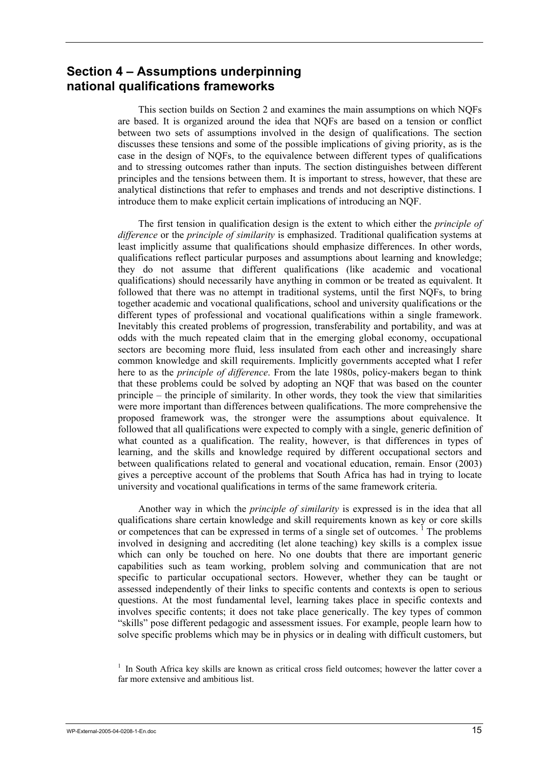## Section 4 – Assumptions underpinning national qualifications frameworks

This section builds on Section 2 and examines the main assumptions on which NQFs are based. It is organized around the idea that NQFs are based on a tension or conflict between two sets of assumptions involved in the design of qualifications. The section discusses these tensions and some of the possible implications of giving priority, as is the case in the design of NQFs, to the equivalence between different types of qualifications and to stressing outcomes rather than inputs. The section distinguishes between different principles and the tensions between them. It is important to stress, however, that these are analytical distinctions that refer to emphases and trends and not descriptive distinctions. I introduce them to make explicit certain implications of introducing an NQF.

The first tension in qualification design is the extent to which either the *principle of difference* or the *principle of similarity* is emphasized. Traditional qualification systems at least implicitly assume that qualifications should emphasize differences. In other words, qualifications reflect particular purposes and assumptions about learning and knowledge; they do not assume that different qualifications (like academic and vocational qualifications) should necessarily have anything in common or be treated as equivalent. It followed that there was no attempt in traditional systems, until the first NQFs, to bring together academic and vocational qualifications, school and university qualifications or the different types of professional and vocational qualifications within a single framework. Inevitably this created problems of progression, transferability and portability, and was at odds with the much repeated claim that in the emerging global economy, occupational sectors are becoming more fluid, less insulated from each other and increasingly share common knowledge and skill requirements. Implicitly governments accepted what I refer here to as the *principle of difference*. From the late 1980s, policy-makers began to think that these problems could be solved by adopting an NQF that was based on the counter principle – the principle of similarity. In other words, they took the view that similarities were more important than differences between qualifications. The more comprehensive the proposed framework was, the stronger were the assumptions about equivalence. It followed that all qualifications were expected to comply with a single, generic definition of what counted as a qualification. The reality, however, is that differences in types of learning, and the skills and knowledge required by different occupational sectors and between qualifications related to general and vocational education, remain. Ensor (2003) gives a perceptive account of the problems that South Africa has had in trying to locate university and vocational qualifications in terms of the same framework criteria.

Another way in which the *principle of similarity* is expressed is in the idea that all qualifications share certain knowledge and skill requirements known as key or core skills or competences that can be expressed in terms of a single set of outcomes. [1] The problems involved in designing and accrediting (let alone teaching) key skills is a complex issue which can only be touched on here. No one doubts that there are important generic capabilities such as team working, problem solving and communication that are not specific to particular occupational sectors. However, whether they can be taught or assessed independently of their links to specific contents and contexts is open to serious questions. At the most fundamental level, learning takes place in specific contexts and involves specific contents; it does not take place generically. The key types of common "skills" pose different pedagogic and assessment issues. For example, people learn how to solve specific problems which may be in physics or in dealing with difficult customers, but

[1] In South Africa key skills are known as critical cross field outcomes; however the latter cover a far more extensive and ambitious list.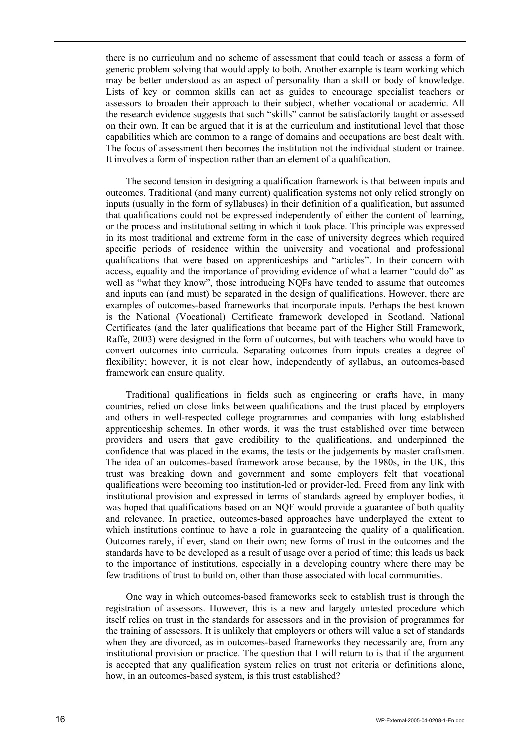there is no curriculum and no scheme of assessment that could teach or assess a form of generic problem solving that would apply to both. Another example is team working which may be better understood as an aspect of personality than a skill or body of knowledge. Lists of key or common skills can act as guides to encourage specialist teachers or assessors to broaden their approach to their subject, whether vocational or academic. All the research evidence suggests that such "skills" cannot be satisfactorily taught or assessed on their own. It can be argued that it is at the curriculum and institutional level that those capabilities which are common to a range of domains and occupations are best dealt with. The focus of assessment then becomes the institution not the individual student or trainee. It involves a form of inspection rather than an element of a qualification.

The second tension in designing a qualification framework is that between inputs and outcomes. Traditional (and many current) qualification systems not only relied strongly on inputs (usually in the form of syllabuses) in their definition of a qualification, but assumed that qualifications could not be expressed independently of either the content of learning, or the process and institutional setting in which it took place. This principle was expressed in its most traditional and extreme form in the case of university degrees which required specific periods of residence within the university and vocational and professional qualifications that were based on apprenticeships and "articles". In their concern with access, equality and the importance of providing evidence of what a learner "could do" as well as "what they know", those introducing NQFs have tended to assume that outcomes and inputs can (and must) be separated in the design of qualifications. However, there are examples of outcomes-based frameworks that incorporate inputs. Perhaps the best known is the National (Vocational) Certificate framework developed in Scotland. National Certificates (and the later qualifications that became part of the Higher Still Framework, Raffe, 2003) were designed in the form of outcomes, but with teachers who would have to convert outcomes into curricula. Separating outcomes from inputs creates a degree of flexibility; however, it is not clear how, independently of syllabus, an outcomes-based framework can ensure quality.

Traditional qualifications in fields such as engineering or crafts have, in many countries, relied on close links between qualifications and the trust placed by employers and others in well-respected college programmes and companies with long established apprenticeship schemes. In other words, it was the trust established over time between providers and users that gave credibility to the qualifications, and underpinned the confidence that was placed in the exams, the tests or the judgements by master craftsmen. The idea of an outcomes-based framework arose because, by the 1980s, in the UK, this trust was breaking down and government and some employers felt that vocational qualifications were becoming too institution-led or provider-led. Freed from any link with institutional provision and expressed in terms of standards agreed by employer bodies, it was hoped that qualifications based on an NQF would provide a guarantee of both quality and relevance. In practice, outcomes-based approaches have underplayed the extent to which institutions continue to have a role in guaranteeing the quality of a qualification. Outcomes rarely, if ever, stand on their own; new forms of trust in the outcomes and the standards have to be developed as a result of usage over a period of time; this leads us back to the importance of institutions, especially in a developing country where there may be few traditions of trust to build on, other than those associated with local communities.

One way in which outcomes-based frameworks seek to establish trust is through the registration of assessors. However, this is a new and largely untested procedure which itself relies on trust in the standards for assessors and in the provision of programmes for the training of assessors. It is unlikely that employers or others will value a set of standards when they are divorced, as in outcomes-based frameworks they necessarily are, from any institutional provision or practice. The question that I will return to is that if the argument is accepted that any qualification system relies on trust not criteria or definitions alone, how, in an outcomes-based system, is this trust established?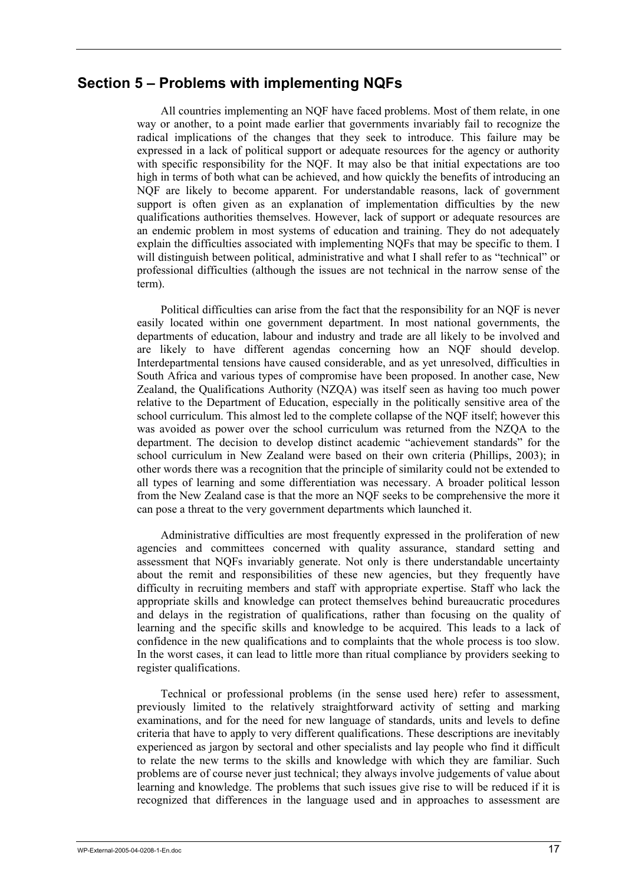## Section 5 – Problems with implementing NQFs

All countries implementing an NQF have faced problems. Most of them relate, in one way or another, to a point made earlier that governments invariably fail to recognize the radical implications of the changes that they seek to introduce. This failure may be expressed in a lack of political support or adequate resources for the agency or authority with specific responsibility for the NQF. It may also be that initial expectations are too high in terms of both what can be achieved, and how quickly the benefits of introducing an NQF are likely to become apparent. For understandable reasons, lack of government support is often given as an explanation of implementation difficulties by the new qualifications authorities themselves. However, lack of support or adequate resources are an endemic problem in most systems of education and training. They do not adequately explain the difficulties associated with implementing NQFs that may be specific to them. I will distinguish between political, administrative and what I shall refer to as "technical" or professional difficulties (although the issues are not technical in the narrow sense of the term).

Political difficulties can arise from the fact that the responsibility for an NQF is never easily located within one government department. In most national governments, the departments of education, labour and industry and trade are all likely to be involved and are likely to have different agendas concerning how an NQF should develop. Interdepartmental tensions have caused considerable, and as yet unresolved, difficulties in South Africa and various types of compromise have been proposed. In another case, New Zealand, the Qualifications Authority (NZQA) was itself seen as having too much power relative to the Department of Education, especially in the politically sensitive area of the school curriculum. This almost led to the complete collapse of the NQF itself; however this was avoided as power over the school curriculum was returned from the NZQA to the department. The decision to develop distinct academic "achievement standards" for the school curriculum in New Zealand were based on their own criteria (Phillips, 2003); in other words there was a recognition that the principle of similarity could not be extended to all types of learning and some differentiation was necessary. A broader political lesson from the New Zealand case is that the more an NQF seeks to be comprehensive the more it can pose a threat to the very government departments which launched it.

Administrative difficulties are most frequently expressed in the proliferation of new agencies and committees concerned with quality assurance, standard setting and assessment that NQFs invariably generate. Not only is there understandable uncertainty about the remit and responsibilities of these new agencies, but they frequently have difficulty in recruiting members and staff with appropriate expertise. Staff who lack the appropriate skills and knowledge can protect themselves behind bureaucratic procedures and delays in the registration of qualifications, rather than focusing on the quality of learning and the specific skills and knowledge to be acquired. This leads to a lack of confidence in the new qualifications and to complaints that the whole process is too slow. In the worst cases, it can lead to little more than ritual compliance by providers seeking to register qualifications.

Technical or professional problems (in the sense used here) refer to assessment, previously limited to the relatively straightforward activity of setting and marking examinations, and for the need for new language of standards, units and levels to define criteria that have to apply to very different qualifications. These descriptions are inevitably experienced as jargon by sectoral and other specialists and lay people who find it difficult to relate the new terms to the skills and knowledge with which they are familiar. Such problems are of course never just technical; they always involve judgements of value about learning and knowledge. The problems that such issues give rise to will be reduced if it is recognized that differences in the language used and in approaches to assessment are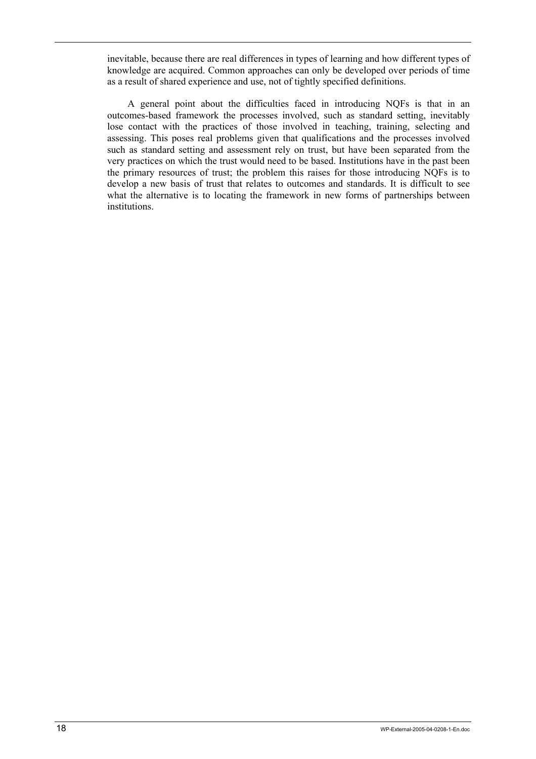inevitable, because there are real differences in types of learning and how different types of knowledge are acquired. Common approaches can only be developed over periods of time as a result of shared experience and use, not of tightly specified definitions.

A general point about the difficulties faced in introducing NQFs is that in an outcomes-based framework the processes involved, such as standard setting, inevitably lose contact with the practices of those involved in teaching, training, selecting and assessing. This poses real problems given that qualifications and the processes involved such as standard setting and assessment rely on trust, but have been separated from the very practices on which the trust would need to be based. Institutions have in the past been the primary resources of trust; the problem this raises for those introducing NQFs is to develop a new basis of trust that relates to outcomes and standards. It is difficult to see what the alternative is to locating the framework in new forms of partnerships between institutions.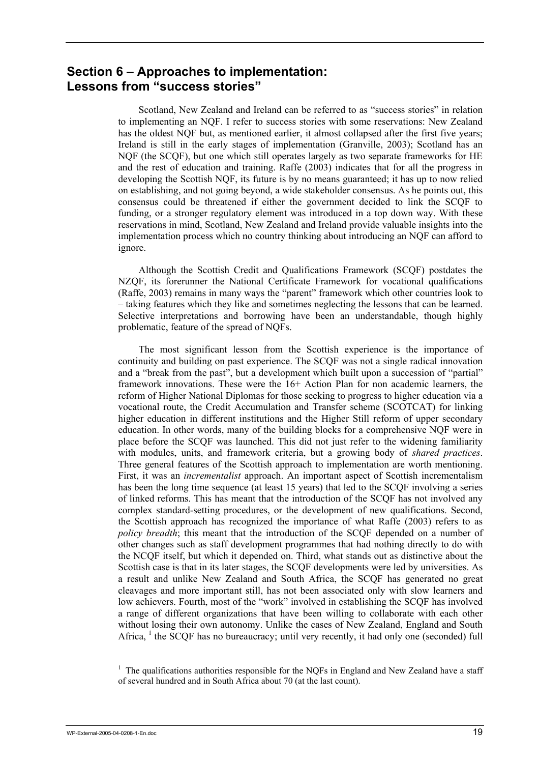## Section 6 – Approaches to implementation: Lessons from "success stories"

Scotland, New Zealand and Ireland can be referred to as "success stories" in relation to implementing an NQF. I refer to success stories with some reservations: New Zealand has the oldest NQF but, as mentioned earlier, it almost collapsed after the first five years; Ireland is still in the early stages of implementation (Granville, 2003); Scotland has an NQF (the SCQF), but one which still operates largely as two separate frameworks for HE and the rest of education and training. Raffe (2003) indicates that for all the progress in developing the Scottish NQF, its future is by no means guaranteed; it has up to now relied on establishing, and not going beyond, a wide stakeholder consensus. As he points out, this consensus could be threatened if either the government decided to link the SCQF to funding, or a stronger regulatory element was introduced in a top down way. With these reservations in mind, Scotland, New Zealand and Ireland provide valuable insights into the implementation process which no country thinking about introducing an NQF can afford to ignore.

Although the Scottish Credit and Qualifications Framework (SCQF) postdates the NZQF, its forerunner the National Certificate Framework for vocational qualifications (Raffe, 2003) remains in many ways the "parent" framework which other countries look to – taking features which they like and sometimes neglecting the lessons that can be learned. Selective interpretations and borrowing have been an understandable, though highly problematic, feature of the spread of NQFs.

The most significant lesson from the Scottish experience is the importance of continuity and building on past experience. The SCQF was not a single radical innovation and a "break from the past", but a development which built upon a succession of "partial" framework innovations. These were the 16+ Action Plan for non academic learners, the reform of Higher National Diplomas for those seeking to progress to higher education via a vocational route, the Credit Accumulation and Transfer scheme (SCOTCAT) for linking higher education in different institutions and the Higher Still reform of upper secondary education. In other words, many of the building blocks for a comprehensive NQF were in place before the SCQF was launched. This did not just refer to the widening familiarity with modules, units, and framework criteria, but a growing body of *shared practices*. Three general features of the Scottish approach to implementation are worth mentioning. First, it was an *incrementalist* approach. An important aspect of Scottish incrementalism has been the long time sequence (at least 15 years) that led to the SCQF involving a series of linked reforms. This has meant that the introduction of the SCQF has not involved any complex standard-setting procedures, or the development of new qualifications. Second, the Scottish approach has recognized the importance of what Raffe (2003) refers to as *policy breadth*; this meant that the introduction of the SCQF depended on a number of other changes such as staff development programmes that had nothing directly to do with the NCQF itself, but which it depended on. Third, what stands out as distinctive about the Scottish case is that in its later stages, the SCQF developments were led by universities. As a result and unlike New Zealand and South Africa, the SCQF has generated no great cleavages and more important still, has not been associated only with slow learners and low achievers. Fourth, most of the "work" involved in establishing the SCQF has involved a range of different organizations that have been willing to collaborate with each other without losing their own autonomy. Unlike the cases of New Zealand, England and South Africa, [1] the SCQF has no bureaucracy; until very recently, it had only one (seconded) full

[1] The qualifications authorities responsible for the NQFs in England and New Zealand have a staff of several hundred and in South Africa about 70 (at the last count).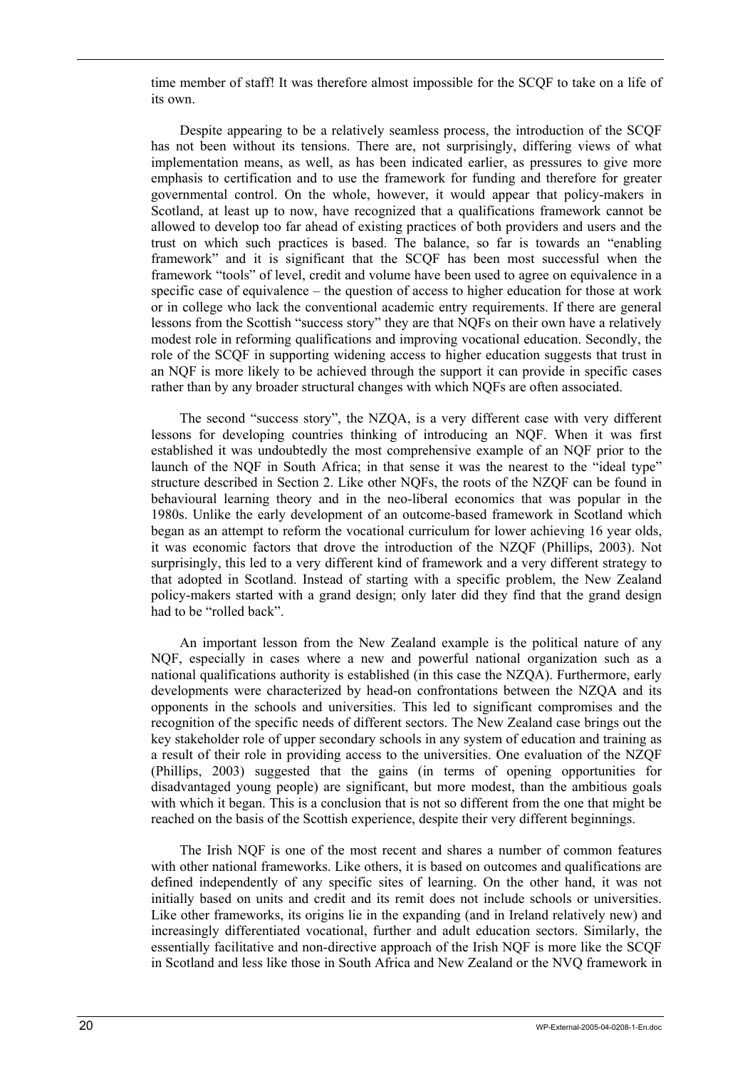time member of staff! It was therefore almost impossible for the SCQF to take on a life of its own.

Despite appearing to be a relatively seamless process, the introduction of the SCQF has not been without its tensions. There are, not surprisingly, differing views of what implementation means, as well, as has been indicated earlier, as pressures to give more emphasis to certification and to use the framework for funding and therefore for greater governmental control. On the whole, however, it would appear that policy-makers in Scotland, at least up to now, have recognized that a qualifications framework cannot be allowed to develop too far ahead of existing practices of both providers and users and the trust on which such practices is based. The balance, so far is towards an "enabling framework" and it is significant that the SCQF has been most successful when the framework "tools" of level, credit and volume have been used to agree on equivalence in a specific case of equivalence – the question of access to higher education for those at work or in college who lack the conventional academic entry requirements. If there are general lessons from the Scottish "success story" they are that NQFs on their own have a relatively modest role in reforming qualifications and improving vocational education. Secondly, the role of the SCQF in supporting widening access to higher education suggests that trust in an NQF is more likely to be achieved through the support it can provide in specific cases rather than by any broader structural changes with which NQFs are often associated.

The second "success story", the NZQA, is a very different case with very different lessons for developing countries thinking of introducing an NQF. When it was first established it was undoubtedly the most comprehensive example of an NQF prior to the launch of the NQF in South Africa; in that sense it was the nearest to the "ideal type" structure described in Section 2. Like other NQFs, the roots of the NZQF can be found in behavioural learning theory and in the neo-liberal economics that was popular in the 1980s. Unlike the early development of an outcome-based framework in Scotland which began as an attempt to reform the vocational curriculum for lower achieving 16 year olds, it was economic factors that drove the introduction of the NZQF (Phillips, 2003). Not surprisingly, this led to a very different kind of framework and a very different strategy to that adopted in Scotland. Instead of starting with a specific problem, the New Zealand policy-makers started with a grand design; only later did they find that the grand design had to be "rolled back".

An important lesson from the New Zealand example is the political nature of any NQF, especially in cases where a new and powerful national organization such as a national qualifications authority is established (in this case the NZQA). Furthermore, early developments were characterized by head-on confrontations between the NZQA and its opponents in the schools and universities. This led to significant compromises and the recognition of the specific needs of different sectors. The New Zealand case brings out the key stakeholder role of upper secondary schools in any system of education and training as a result of their role in providing access to the universities. One evaluation of the NZQF (Phillips, 2003) suggested that the gains (in terms of opening opportunities for disadvantaged young people) are significant, but more modest, than the ambitious goals with which it began. This is a conclusion that is not so different from the one that might be reached on the basis of the Scottish experience, despite their very different beginnings.

The Irish NQF is one of the most recent and shares a number of common features with other national frameworks. Like others, it is based on outcomes and qualifications are defined independently of any specific sites of learning. On the other hand, it was not initially based on units and credit and its remit does not include schools or universities. Like other frameworks, its origins lie in the expanding (and in Ireland relatively new) and increasingly differentiated vocational, further and adult education sectors. Similarly, the essentially facilitative and non-directive approach of the Irish NQF is more like the SCQF in Scotland and less like those in South Africa and New Zealand or the NVQ framework in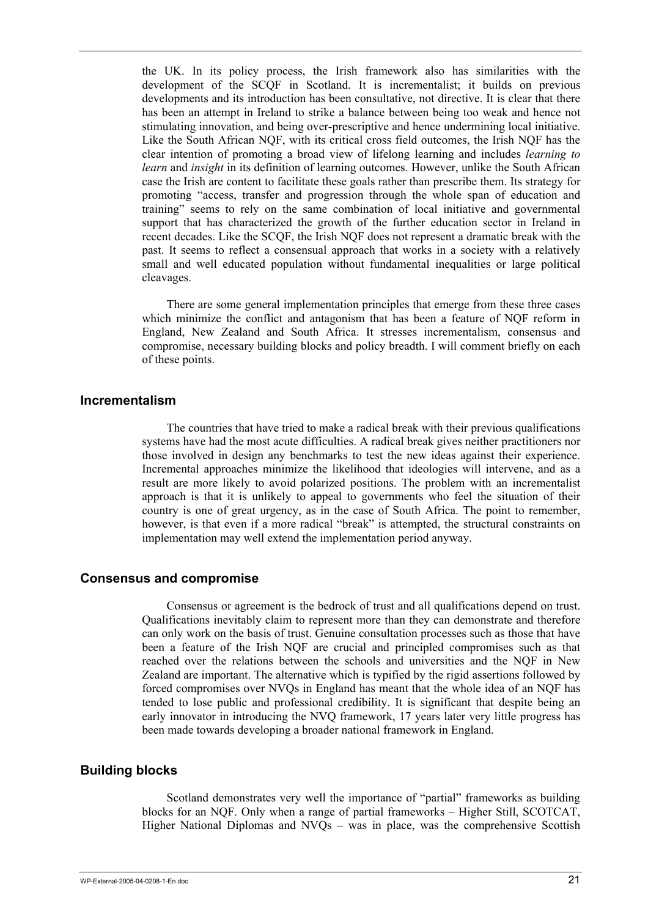the UK. In its policy process, the Irish framework also has similarities with the development of the SCQF in Scotland. It is incrementalist; it builds on previous developments and its introduction has been consultative, not directive. It is clear that there has been an attempt in Ireland to strike a balance between being too weak and hence not stimulating innovation, and being over-prescriptive and hence undermining local initiative. Like the South African NQF, with its critical cross field outcomes, the Irish NQF has the clear intention of promoting a broad view of lifelong learning and includes *learning to learn* and *insight* in its definition of learning outcomes. However, unlike the South African case the Irish are content to facilitate these goals rather than prescribe them. Its strategy for promoting "access, transfer and progression through the whole span of education and training" seems to rely on the same combination of local initiative and governmental support that has characterized the growth of the further education sector in Ireland in recent decades. Like the SCQF, the Irish NQF does not represent a dramatic break with the past. It seems to reflect a consensual approach that works in a society with a relatively small and well educated population without fundamental inequalities or large political cleavages.

There are some general implementation principles that emerge from these three cases which minimize the conflict and antagonism that has been a feature of NQF reform in England, New Zealand and South Africa. It stresses incrementalism, consensus and compromise, necessary building blocks and policy breadth. I will comment briefly on each of these points.

## Incrementalism

The countries that have tried to make a radical break with their previous qualifications systems have had the most acute difficulties. A radical break gives neither practitioners nor those involved in design any benchmarks to test the new ideas against their experience. Incremental approaches minimize the likelihood that ideologies will intervene, and as a result are more likely to avoid polarized positions. The problem with an incrementalist approach is that it is unlikely to appeal to governments who feel the situation of their country is one of great urgency, as in the case of South Africa. The point to remember, however, is that even if a more radical "break" is attempted, the structural constraints on implementation may well extend the implementation period anyway.

## Consensus and compromise

Consensus or agreement is the bedrock of trust and all qualifications depend on trust. Qualifications inevitably claim to represent more than they can demonstrate and therefore can only work on the basis of trust. Genuine consultation processes such as those that have been a feature of the Irish NQF are crucial and principled compromises such as that reached over the relations between the schools and universities and the NQF in New Zealand are important. The alternative which is typified by the rigid assertions followed by forced compromises over NVQs in England has meant that the whole idea of an NQF has tended to lose public and professional credibility. It is significant that despite being an early innovator in introducing the NVQ framework, 17 years later very little progress has been made towards developing a broader national framework in England.

## Building blocks

Scotland demonstrates very well the importance of "partial" frameworks as building blocks for an NQF. Only when a range of partial frameworks – Higher Still, SCOTCAT, Higher National Diplomas and NVQs – was in place, was the comprehensive Scottish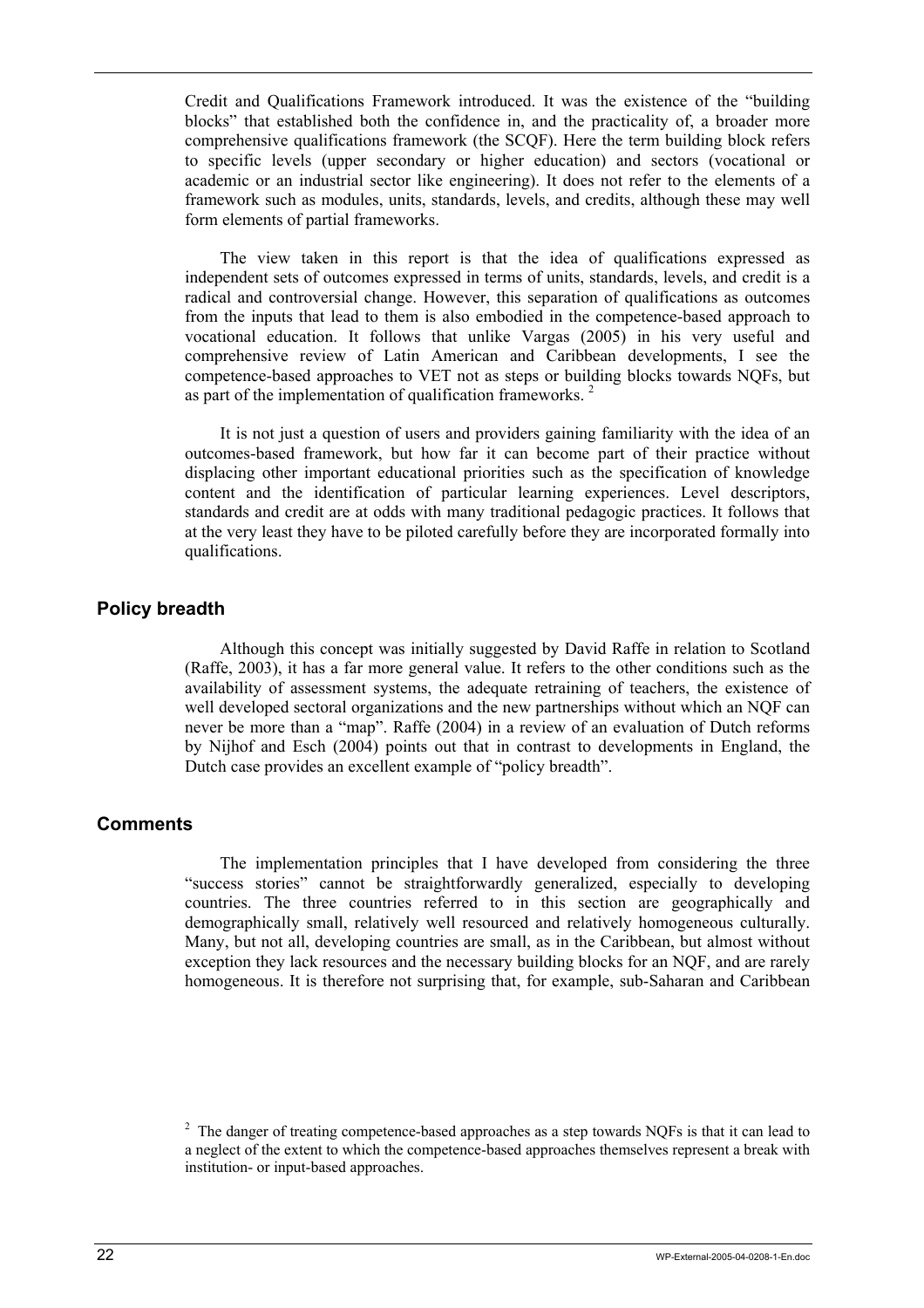Credit and Qualifications Framework introduced. It was the existence of the "building blocks" that established both the confidence in, and the practicality of, a broader more comprehensive qualifications framework (the SCQF). Here the term building block refers to specific levels (upper secondary or higher education) and sectors (vocational or academic or an industrial sector like engineering). It does not refer to the elements of a framework such as modules, units, standards, levels, and credits, although these may well form elements of partial frameworks.

The view taken in this report is that the idea of qualifications expressed as independent sets of outcomes expressed in terms of units, standards, levels, and credit is a radical and controversial change. However, this separation of qualifications as outcomes from the inputs that lead to them is also embodied in the competence-based approach to vocational education. It follows that unlike Vargas (2005) in his very useful and comprehensive review of Latin American and Caribbean developments, I see the competence-based approaches to VET not as steps or building blocks towards NQFs, but as part of the implementation of qualification frameworks. [2]

It is not just a question of users and providers gaining familiarity with the idea of an outcomes-based framework, but how far it can become part of their practice without displacing other important educational priorities such as the specification of knowledge content and the identification of particular learning experiences. Level descriptors, standards and credit are at odds with many traditional pedagogic practices. It follows that at the very least they have to be piloted carefully before they are incorporated formally into qualifications.

### Policy breadth

Although this concept was initially suggested by David Raffe in relation to Scotland (Raffe, 2003), it has a far more general value. It refers to the other conditions such as the availability of assessment systems, the adequate retraining of teachers, the existence of well developed sectoral organizations and the new partnerships without which an NQF can never be more than a "map". Raffe (2004) in a review of an evaluation of Dutch reforms by Nijhof and Esch (2004) points out that in contrast to developments in England, the Dutch case provides an excellent example of "policy breadth".

### Comments

The implementation principles that I have developed from considering the three "success stories" cannot be straightforwardly generalized, especially to developing countries. The three countries referred to in this section are geographically and demographically small, relatively well resourced and relatively homogeneous culturally. Many, but not all, developing countries are small, as in the Caribbean, but almost without exception they lack resources and the necessary building blocks for an NQF, and are rarely homogeneous. It is therefore not surprising that, for example, sub-Saharan and Caribbean

[2] The danger of treating competence-based approaches as a step towards NQFs is that it can lead to a neglect of the extent to which the competence-based approaches themselves represent a break with institution- or input-based approaches.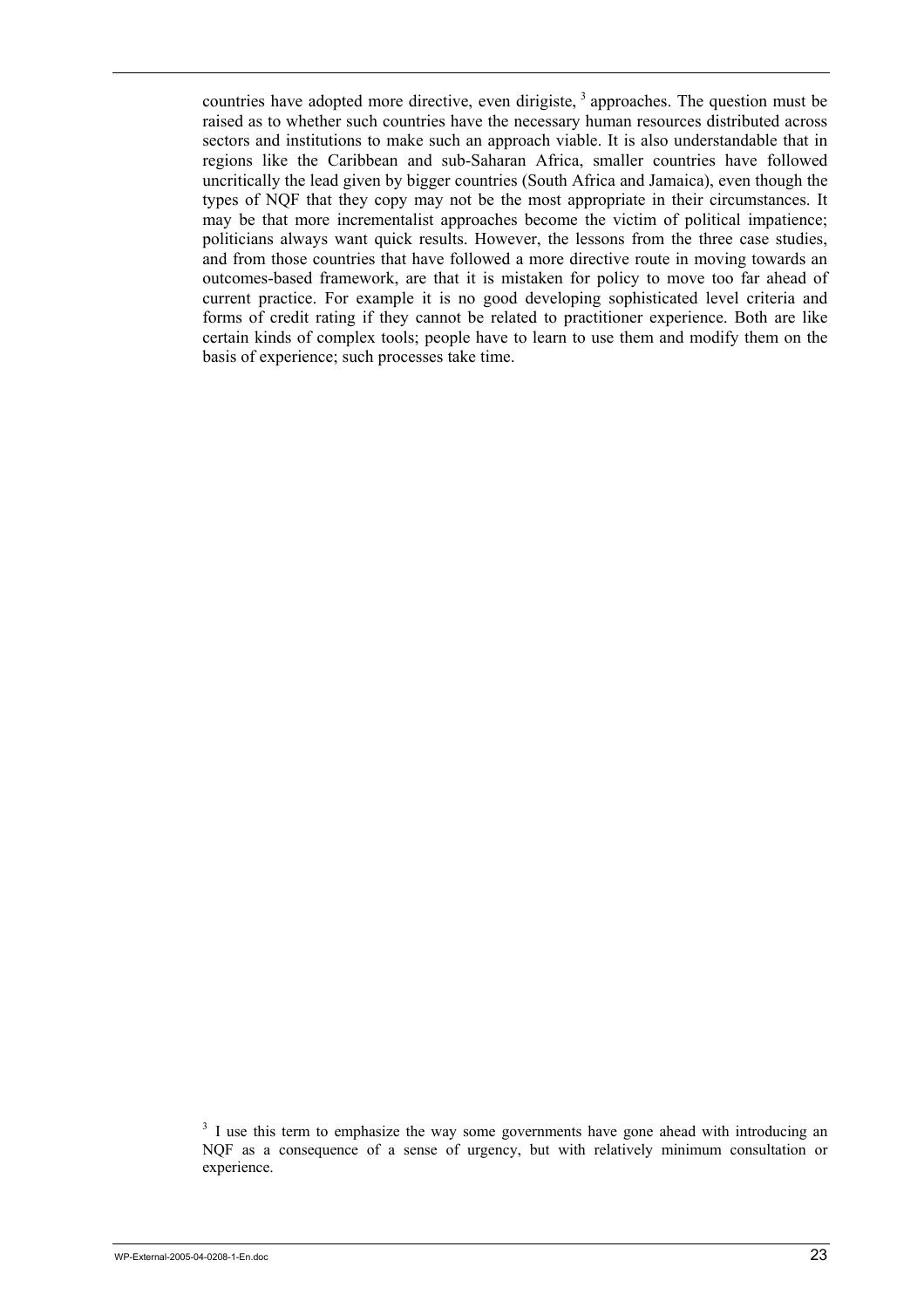countries have adopted more directive, even dirigiste, [3] approaches. The question must be raised as to whether such countries have the necessary human resources distributed across sectors and institutions to make such an approach viable. It is also understandable that in regions like the Caribbean and sub-Saharan Africa, smaller countries have followed uncritically the lead given by bigger countries (South Africa and Jamaica), even though the types of NQF that they copy may not be the most appropriate in their circumstances. It may be that more incrementalist approaches become the victim of political impatience; politicians always want quick results. However, the lessons from the three case studies, and from those countries that have followed a more directive route in moving towards an outcomes-based framework, are that it is mistaken for policy to move too far ahead of current practice. For example it is no good developing sophisticated level criteria and forms of credit rating if they cannot be related to practitioner experience. Both are like certain kinds of complex tools; people have to learn to use them and modify them on the basis of experience; such processes take time.

[3] I use this term to emphasize the way some governments have gone ahead with introducing an NQF as a consequence of a sense of urgency, but with relatively minimum consultation or experience.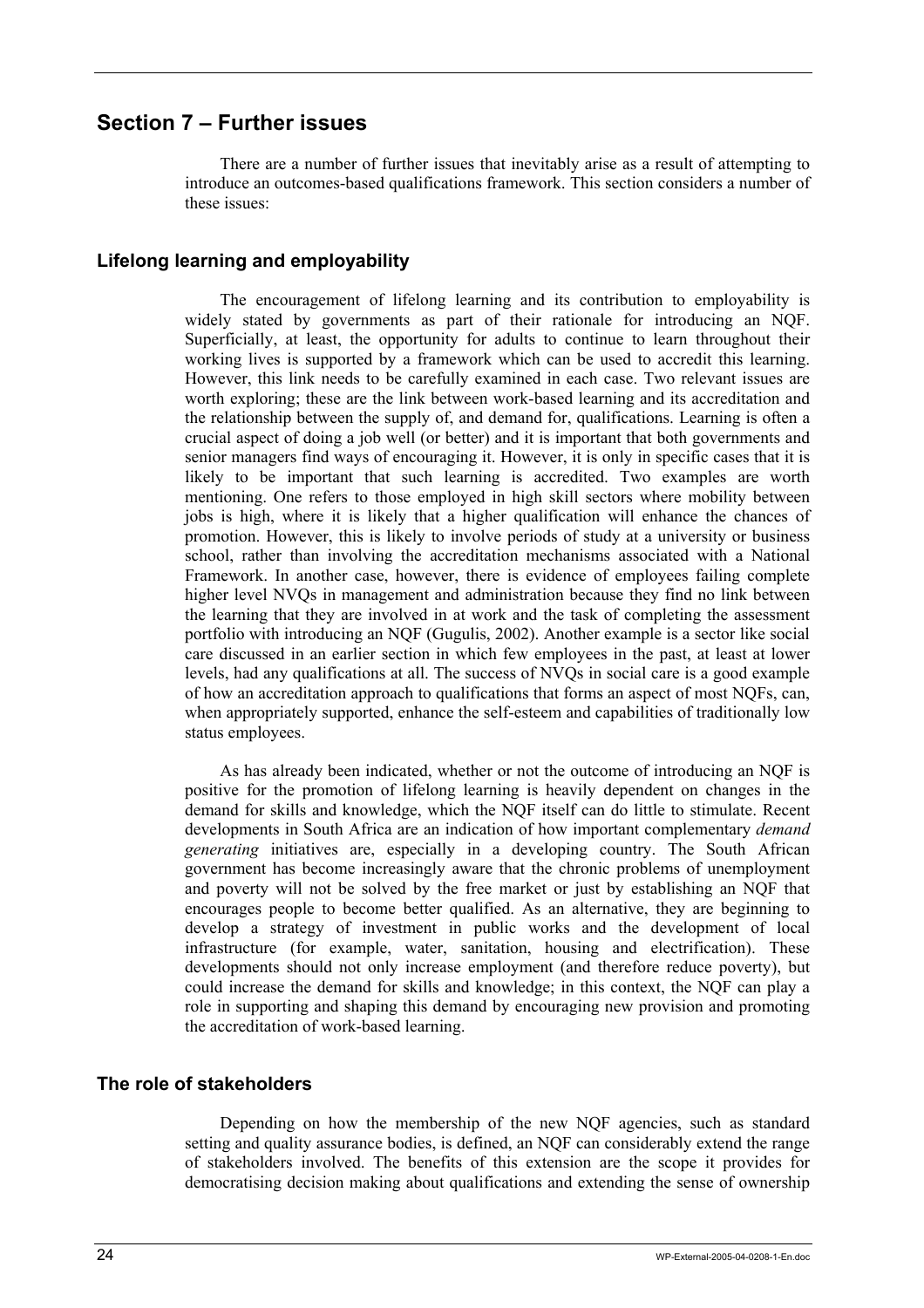## Section 7 – Further issues

There are a number of further issues that inevitably arise as a result of attempting to introduce an outcomes-based qualifications framework. This section considers a number of these issues:

### Lifelong learning and employability

The encouragement of lifelong learning and its contribution to employability is widely stated by governments as part of their rationale for introducing an NQF. Superficially, at least, the opportunity for adults to continue to learn throughout their working lives is supported by a framework which can be used to accredit this learning. However, this link needs to be carefully examined in each case. Two relevant issues are worth exploring; these are the link between work-based learning and its accreditation and the relationship between the supply of, and demand for, qualifications. Learning is often a crucial aspect of doing a job well (or better) and it is important that both governments and senior managers find ways of encouraging it. However, it is only in specific cases that it is likely to be important that such learning is accredited. Two examples are worth mentioning. One refers to those employed in high skill sectors where mobility between jobs is high, where it is likely that a higher qualification will enhance the chances of promotion. However, this is likely to involve periods of study at a university or business school, rather than involving the accreditation mechanisms associated with a National Framework. In another case, however, there is evidence of employees failing complete higher level NVQs in management and administration because they find no link between the learning that they are involved in at work and the task of completing the assessment portfolio with introducing an NQF (Gugulis, 2002). Another example is a sector like social care discussed in an earlier section in which few employees in the past, at least at lower levels, had any qualifications at all. The success of NVQs in social care is a good example of how an accreditation approach to qualifications that forms an aspect of most NQFs, can, when appropriately supported, enhance the self-esteem and capabilities of traditionally low status employees.

As has already been indicated, whether or not the outcome of introducing an NQF is positive for the promotion of lifelong learning is heavily dependent on changes in the demand for skills and knowledge, which the NQF itself can do little to stimulate. Recent developments in South Africa are an indication of how important complementary *demand generating* initiatives are, especially in a developing country. The South African government has become increasingly aware that the chronic problems of unemployment and poverty will not be solved by the free market or just by establishing an NQF that encourages people to become better qualified. As an alternative, they are beginning to develop a strategy of investment in public works and the development of local infrastructure (for example, water, sanitation, housing and electrification). These developments should not only increase employment (and therefore reduce poverty), but could increase the demand for skills and knowledge; in this context, the NQF can play a role in supporting and shaping this demand by encouraging new provision and promoting the accreditation of work-based learning.

### The role of stakeholders

Depending on how the membership of the new NQF agencies, such as standard setting and quality assurance bodies, is defined, an NQF can considerably extend the range of stakeholders involved. The benefits of this extension are the scope it provides for democratising decision making about qualifications and extending the sense of ownership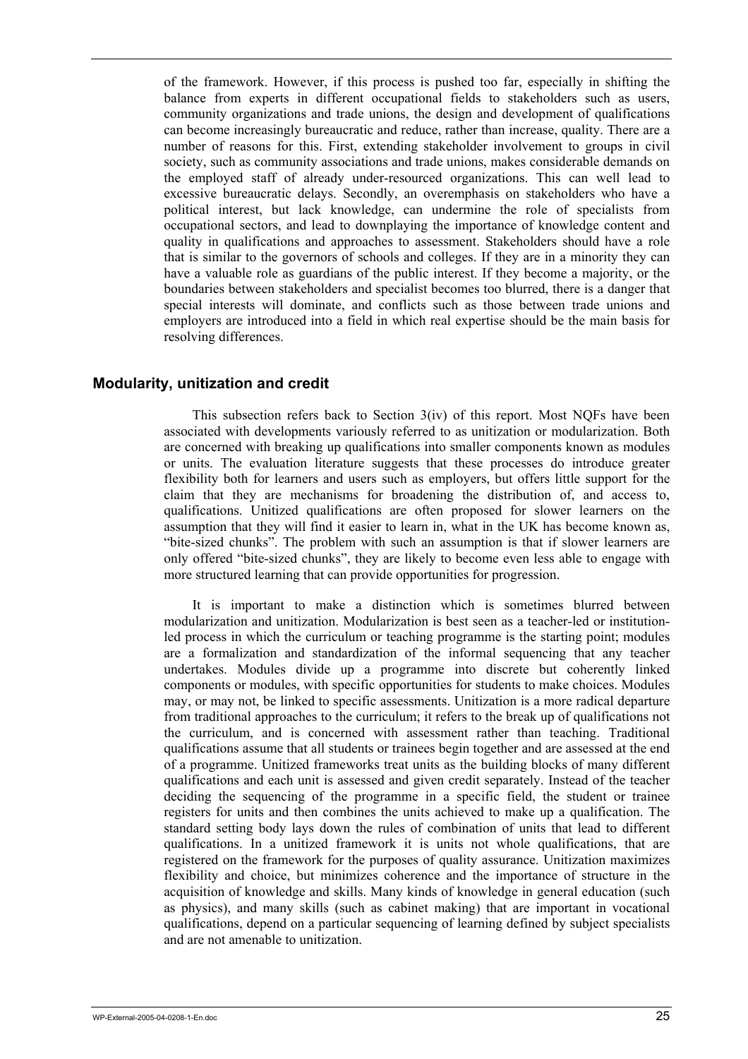of the framework. However, if this process is pushed too far, especially in shifting the balance from experts in different occupational fields to stakeholders such as users, community organizations and trade unions, the design and development of qualifications can become increasingly bureaucratic and reduce, rather than increase, quality. There are a number of reasons for this. First, extending stakeholder involvement to groups in civil society, such as community associations and trade unions, makes considerable demands on the employed staff of already under-resourced organizations. This can well lead to excessive bureaucratic delays. Secondly, an overemphasis on stakeholders who have a political interest, but lack knowledge, can undermine the role of specialists from occupational sectors, and lead to downplaying the importance of knowledge content and quality in qualifications and approaches to assessment. Stakeholders should have a role that is similar to the governors of schools and colleges. If they are in a minority they can have a valuable role as guardians of the public interest. If they become a majority, or the boundaries between stakeholders and specialist becomes too blurred, there is a danger that special interests will dominate, and conflicts such as those between trade unions and employers are introduced into a field in which real expertise should be the main basis for resolving differences.

## Modularity, unitization and credit

This subsection refers back to Section 3(iv) of this report. Most NQFs have been associated with developments variously referred to as unitization or modularization. Both are concerned with breaking up qualifications into smaller components known as modules or units. The evaluation literature suggests that these processes do introduce greater flexibility both for learners and users such as employers, but offers little support for the claim that they are mechanisms for broadening the distribution of, and access to, qualifications. Unitized qualifications are often proposed for slower learners on the assumption that they will find it easier to learn in, what in the UK has become known as, "bite-sized chunks". The problem with such an assumption is that if slower learners are only offered "bite-sized chunks", they are likely to become even less able to engage with more structured learning that can provide opportunities for progression.

It is important to make a distinction which is sometimes blurred between modularization and unitization. Modularization is best seen as a teacher-led or institution-led process in which the curriculum or teaching programme is the starting point; modules are a formalization and standardization of the informal sequencing that any teacher undertakes. Modules divide up a programme into discrete but coherently linked components or modules, with specific opportunities for students to make choices. Modules may, or may not, be linked to specific assessments. Unitization is a more radical departure from traditional approaches to the curriculum; it refers to the break up of qualifications not the curriculum, and is concerned with assessment rather than teaching. Traditional qualifications assume that all students or trainees begin together and are assessed at the end of a programme. Unitized frameworks treat units as the building blocks of many different qualifications and each unit is assessed and given credit separately. Instead of the teacher deciding the sequencing of the programme in a specific field, the student or trainee registers for units and then combines the units achieved to make up a qualification. The standard setting body lays down the rules of combination of units that lead to different qualifications. In a unitized framework it is units not whole qualifications, that are registered on the framework for the purposes of quality assurance. Unitization maximizes flexibility and choice, but minimizes coherence and the importance of structure in the acquisition of knowledge and skills. Many kinds of knowledge in general education (such as physics), and many skills (such as cabinet making) that are important in vocational qualifications, depend on a particular sequencing of learning defined by subject specialists and are not amenable to unitization.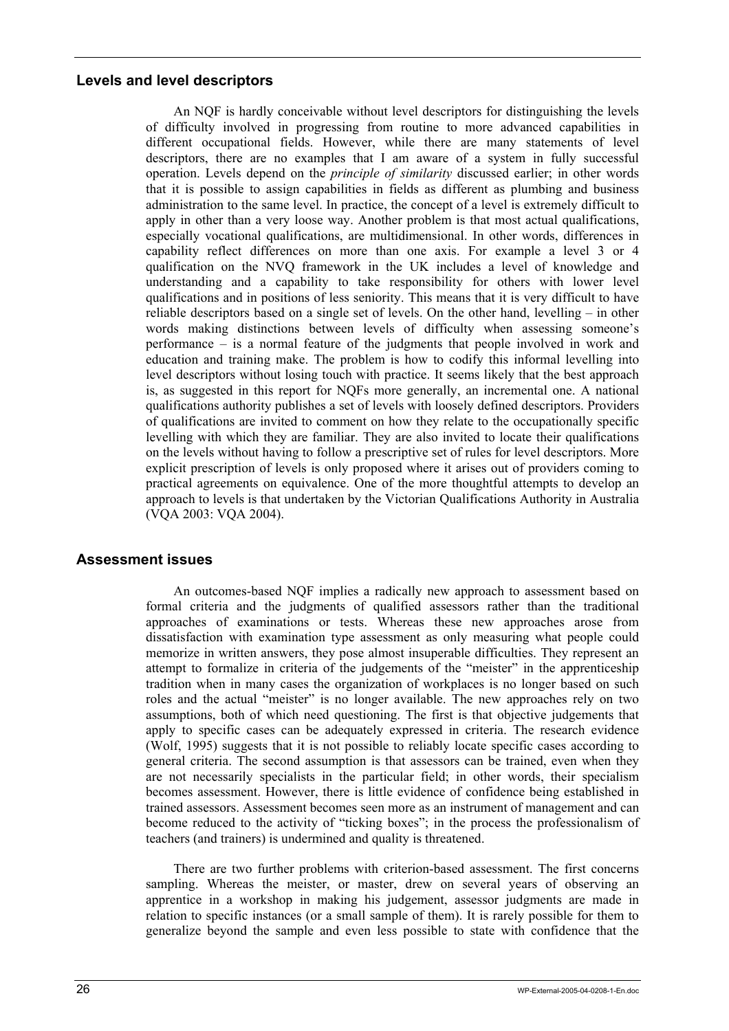## Levels and level descriptors

An NQF is hardly conceivable without level descriptors for distinguishing the levels of difficulty involved in progressing from routine to more advanced capabilities in different occupational fields. However, while there are many statements of level descriptors, there are no examples that I am aware of a system in fully successful operation. Levels depend on the *principle of similarity* discussed earlier; in other words that it is possible to assign capabilities in fields as different as plumbing and business administration to the same level. In practice, the concept of a level is extremely difficult to apply in other than a very loose way. Another problem is that most actual qualifications, especially vocational qualifications, are multidimensional. In other words, differences in capability reflect differences on more than one axis. For example a level 3 or 4 qualification on the NVQ framework in the UK includes a level of knowledge and understanding and a capability to take responsibility for others with lower level qualifications and in positions of less seniority. This means that it is very difficult to have reliable descriptors based on a single set of levels. On the other hand, levelling – in other words making distinctions between levels of difficulty when assessing someone's performance – is a normal feature of the judgments that people involved in work and education and training make. The problem is how to codify this informal levelling into level descriptors without losing touch with practice. It seems likely that the best approach is, as suggested in this report for NQFs more generally, an incremental one. A national qualifications authority publishes a set of levels with loosely defined descriptors. Providers of qualifications are invited to comment on how they relate to the occupationally specific levelling with which they are familiar. They are also invited to locate their qualifications on the levels without having to follow a prescriptive set of rules for level descriptors. More explicit prescription of levels is only proposed where it arises out of providers coming to practical agreements on equivalence. One of the more thoughtful attempts to develop an approach to levels is that undertaken by the Victorian Qualifications Authority in Australia (VQA 2003: VQA 2004).

## Assessment issues

An outcomes-based NQF implies a radically new approach to assessment based on formal criteria and the judgments of qualified assessors rather than the traditional approaches of examinations or tests. Whereas these new approaches arose from dissatisfaction with examination type assessment as only measuring what people could memorize in written answers, they pose almost insuperable difficulties. They represent an attempt to formalize in criteria of the judgements of the "meister" in the apprenticeship tradition when in many cases the organization of workplaces is no longer based on such roles and the actual "meister" is no longer available. The new approaches rely on two assumptions, both of which need questioning. The first is that objective judgements that apply to specific cases can be adequately expressed in criteria. The research evidence (Wolf, 1995) suggests that it is not possible to reliably locate specific cases according to general criteria. The second assumption is that assessors can be trained, even when they are not necessarily specialists in the particular field; in other words, their specialism becomes assessment. However, there is little evidence of confidence being established in trained assessors. Assessment becomes seen more as an instrument of management and can become reduced to the activity of "ticking boxes"; in the process the professionalism of teachers (and trainers) is undermined and quality is threatened.

There are two further problems with criterion-based assessment. The first concerns sampling. Whereas the meister, or master, drew on several years of observing an apprentice in a workshop in making his judgement, assessor judgments are made in relation to specific instances (or a small sample of them). It is rarely possible for them to generalize beyond the sample and even less possible to state with confidence that the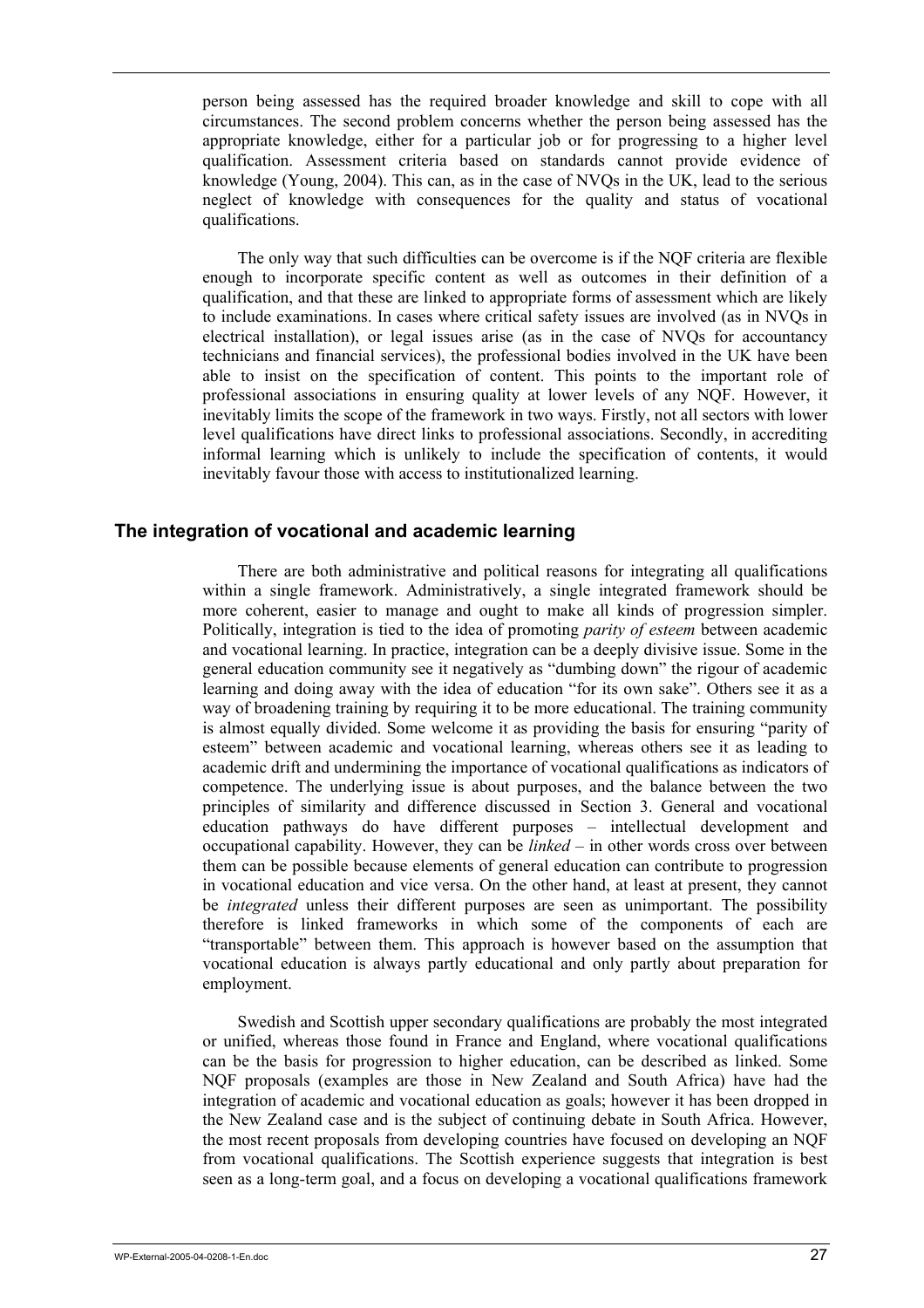person being assessed has the required broader knowledge and skill to cope with all circumstances. The second problem concerns whether the person being assessed has the appropriate knowledge, either for a particular job or for progressing to a higher level qualification. Assessment criteria based on standards cannot provide evidence of knowledge (Young, 2004). This can, as in the case of NVQs in the UK, lead to the serious neglect of knowledge with consequences for the quality and status of vocational qualifications.

The only way that such difficulties can be overcome is if the NQF criteria are flexible enough to incorporate specific content as well as outcomes in their definition of a qualification, and that these are linked to appropriate forms of assessment which are likely to include examinations. In cases where critical safety issues are involved (as in NVQs in electrical installation), or legal issues arise (as in the case of NVQs for accountancy technicians and financial services), the professional bodies involved in the UK have been able to insist on the specification of content. This points to the important role of professional associations in ensuring quality at lower levels of any NQF. However, it inevitably limits the scope of the framework in two ways. Firstly, not all sectors with lower level qualifications have direct links to professional associations. Secondly, in accrediting informal learning which is unlikely to include the specification of contents, it would inevitably favour those with access to institutionalized learning.

## The integration of vocational and academic learning

There are both administrative and political reasons for integrating all qualifications within a single framework. Administratively, a single integrated framework should be more coherent, easier to manage and ought to make all kinds of progression simpler. Politically, integration is tied to the idea of promoting *parity of esteem* between academic and vocational learning. In practice, integration can be a deeply divisive issue. Some in the general education community see it negatively as "dumbing down" the rigour of academic learning and doing away with the idea of education "for its own sake". Others see it as a way of broadening training by requiring it to be more educational. The training community is almost equally divided. Some welcome it as providing the basis for ensuring "parity of esteem" between academic and vocational learning, whereas others see it as leading to academic drift and undermining the importance of vocational qualifications as indicators of competence. The underlying issue is about purposes, and the balance between the two principles of similarity and difference discussed in Section 3. General and vocational education pathways do have different purposes – intellectual development and occupational capability. However, they can be *linked* – in other words cross over between them can be possible because elements of general education can contribute to progression in vocational education and vice versa. On the other hand, at least at present, they cannot be *integrated* unless their different purposes are seen as unimportant. The possibility therefore is linked frameworks in which some of the components of each are "transportable" between them. This approach is however based on the assumption that vocational education is always partly educational and only partly about preparation for employment.

Swedish and Scottish upper secondary qualifications are probably the most integrated or unified, whereas those found in France and England, where vocational qualifications can be the basis for progression to higher education, can be described as linked. Some NQF proposals (examples are those in New Zealand and South Africa) have had the integration of academic and vocational education as goals; however it has been dropped in the New Zealand case and is the subject of continuing debate in South Africa. However, the most recent proposals from developing countries have focused on developing an NQF from vocational qualifications. The Scottish experience suggests that integration is best seen as a long-term goal, and a focus on developing a vocational qualifications framework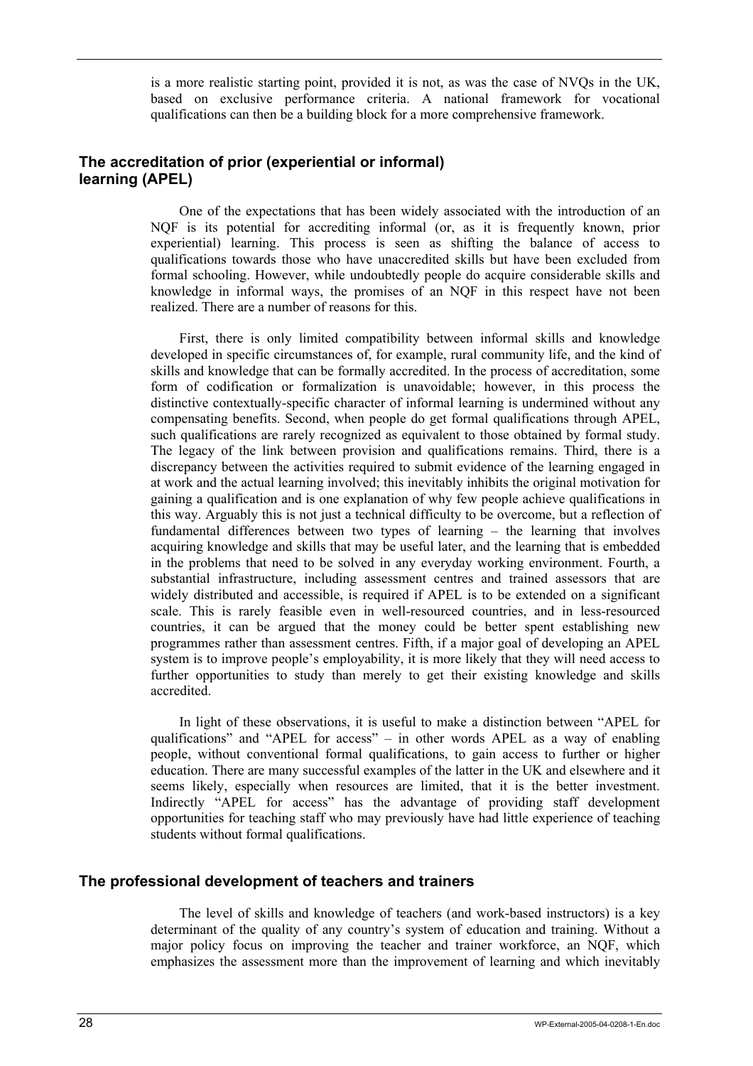is a more realistic starting point, provided it is not, as was the case of NVQs in the UK, based on exclusive performance criteria. A national framework for vocational qualifications can then be a building block for a more comprehensive framework.

## The accreditation of prior (experiential or informal) learning (APEL)

One of the expectations that has been widely associated with the introduction of an NQF is its potential for accrediting informal (or, as it is frequently known, prior experiential) learning. This process is seen as shifting the balance of access to qualifications towards those who have unaccredited skills but have been excluded from formal schooling. However, while undoubtedly people do acquire considerable skills and knowledge in informal ways, the promises of an NQF in this respect have not been realized. There are a number of reasons for this.

First, there is only limited compatibility between informal skills and knowledge developed in specific circumstances of, for example, rural community life, and the kind of skills and knowledge that can be formally accredited. In the process of accreditation, some form of codification or formalization is unavoidable; however, in this process the distinctive contextually-specific character of informal learning is undermined without any compensating benefits. Second, when people do get formal qualifications through APEL, such qualifications are rarely recognized as equivalent to those obtained by formal study. The legacy of the link between provision and qualifications remains. Third, there is a discrepancy between the activities required to submit evidence of the learning engaged in at work and the actual learning involved; this inevitably inhibits the original motivation for gaining a qualification and is one explanation of why few people achieve qualifications in this way. Arguably this is not just a technical difficulty to be overcome, but a reflection of fundamental differences between two types of learning – the learning that involves acquiring knowledge and skills that may be useful later, and the learning that is embedded in the problems that need to be solved in any everyday working environment. Fourth, a substantial infrastructure, including assessment centres and trained assessors that are widely distributed and accessible, is required if APEL is to be extended on a significant scale. This is rarely feasible even in well-resourced countries, and in less-resourced countries, it can be argued that the money could be better spent establishing new programmes rather than assessment centres. Fifth, if a major goal of developing an APEL system is to improve people's employability, it is more likely that they will need access to further opportunities to study than merely to get their existing knowledge and skills accredited.

In light of these observations, it is useful to make a distinction between "APEL for qualifications" and "APEL for access" – in other words APEL as a way of enabling people, without conventional formal qualifications, to gain access to further or higher education. There are many successful examples of the latter in the UK and elsewhere and it seems likely, especially when resources are limited, that it is the better investment. Indirectly "APEL for access" has the advantage of providing staff development opportunities for teaching staff who may previously have had little experience of teaching students without formal qualifications.

## The professional development of teachers and trainers

The level of skills and knowledge of teachers (and work-based instructors) is a key determinant of the quality of any country's system of education and training. Without a major policy focus on improving the teacher and trainer workforce, an NQF, which emphasizes the assessment more than the improvement of learning and which inevitably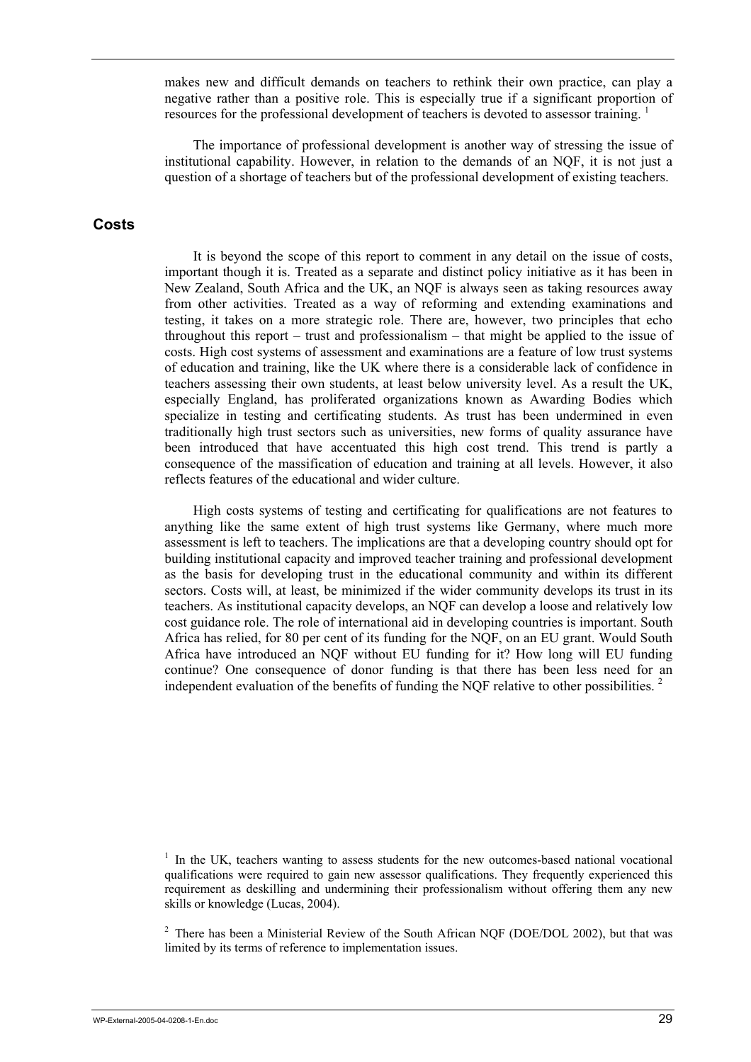makes new and difficult demands on teachers to rethink their own practice, can play a negative rather than a positive role. This is especially true if a significant proportion of resources for the professional development of teachers is devoted to assessor training. [1]

The importance of professional development is another way of stressing the issue of institutional capability. However, in relation to the demands of an NQF, it is not just a question of a shortage of teachers but of the professional development of existing teachers.

## Costs

It is beyond the scope of this report to comment in any detail on the issue of costs, important though it is. Treated as a separate and distinct policy initiative as it has been in New Zealand, South Africa and the UK, an NQF is always seen as taking resources away from other activities. Treated as a way of reforming and extending examinations and testing, it takes on a more strategic role. There are, however, two principles that echo throughout this report – trust and professionalism – that might be applied to the issue of costs. High cost systems of assessment and examinations are a feature of low trust systems of education and training, like the UK where there is a considerable lack of confidence in teachers assessing their own students, at least below university level. As a result the UK, especially England, has proliferated organizations known as Awarding Bodies which specialize in testing and certificating students. As trust has been undermined in even traditionally high trust sectors such as universities, new forms of quality assurance have been introduced that have accentuated this high cost trend. This trend is partly a consequence of the massification of education and training at all levels. However, it also reflects features of the educational and wider culture.

High costs systems of testing and certificating for qualifications are not features to anything like the same extent of high trust systems like Germany, where much more assessment is left to teachers. The implications are that a developing country should opt for building institutional capacity and improved teacher training and professional development as the basis for developing trust in the educational community and within its different sectors. Costs will, at least, be minimized if the wider community develops its trust in its teachers. As institutional capacity develops, an NQF can develop a loose and relatively low cost guidance role. The role of international aid in developing countries is important. South Africa has relied, for 80 per cent of its funding for the NQF, on an EU grant. Would South Africa have introduced an NQF without EU funding for it? How long will EU funding continue? One consequence of donor funding is that there has been less need for an independent evaluation of the benefits of funding the NQF relative to other possibilities. [2]

[1] In the UK, teachers wanting to assess students for the new outcomes-based national vocational qualifications were required to gain new assessor qualifications. They frequently experienced this requirement as deskilling and undermining their professionalism without offering them any new skills or knowledge (Lucas, 2004).

[2] There has been a Ministerial Review of the South African NQF (DOE/DOL 2002), but that was limited by its terms of reference to implementation issues.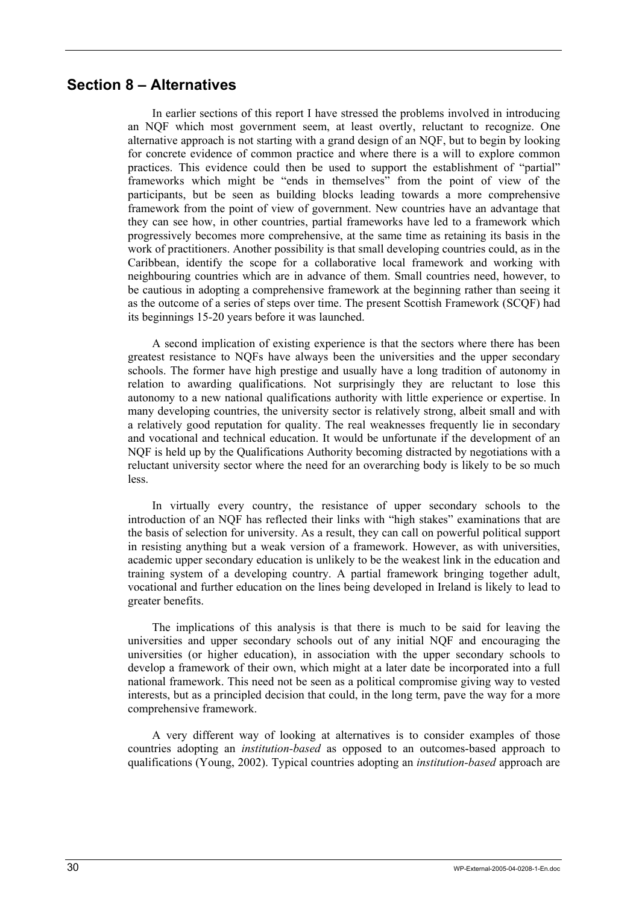## Section 8 – Alternatives

In earlier sections of this report I have stressed the problems involved in introducing an NQF which most government seem, at least overtly, reluctant to recognize. One alternative approach is not starting with a grand design of an NQF, but to begin by looking for concrete evidence of common practice and where there is a will to explore common practices. This evidence could then be used to support the establishment of "partial" frameworks which might be "ends in themselves" from the point of view of the participants, but be seen as building blocks leading towards a more comprehensive framework from the point of view of government. New countries have an advantage that they can see how, in other countries, partial frameworks have led to a framework which progressively becomes more comprehensive, at the same time as retaining its basis in the work of practitioners. Another possibility is that small developing countries could, as in the Caribbean, identify the scope for a collaborative local framework and working with neighbouring countries which are in advance of them. Small countries need, however, to be cautious in adopting a comprehensive framework at the beginning rather than seeing it as the outcome of a series of steps over time. The present Scottish Framework (SCQF) had its beginnings 15-20 years before it was launched.

A second implication of existing experience is that the sectors where there has been greatest resistance to NQFs have always been the universities and the upper secondary schools. The former have high prestige and usually have a long tradition of autonomy in relation to awarding qualifications. Not surprisingly they are reluctant to lose this autonomy to a new national qualifications authority with little experience or expertise. In many developing countries, the university sector is relatively strong, albeit small and with a relatively good reputation for quality. The real weaknesses frequently lie in secondary and vocational and technical education. It would be unfortunate if the development of an NQF is held up by the Qualifications Authority becoming distracted by negotiations with a reluctant university sector where the need for an overarching body is likely to be so much less.

In virtually every country, the resistance of upper secondary schools to the introduction of an NQF has reflected their links with "high stakes" examinations that are the basis of selection for university. As a result, they can call on powerful political support in resisting anything but a weak version of a framework. However, as with universities, academic upper secondary education is unlikely to be the weakest link in the education and training system of a developing country. A partial framework bringing together adult, vocational and further education on the lines being developed in Ireland is likely to lead to greater benefits.

The implications of this analysis is that there is much to be said for leaving the universities and upper secondary schools out of any initial NQF and encouraging the universities (or higher education), in association with the upper secondary schools to develop a framework of their own, which might at a later date be incorporated into a full national framework. This need not be seen as a political compromise giving way to vested interests, but as a principled decision that could, in the long term, pave the way for a more comprehensive framework.

A very different way of looking at alternatives is to consider examples of those countries adopting an *institution-based* as opposed to an outcomes-based approach to qualifications (Young, 2002). Typical countries adopting an *institution-based* approach are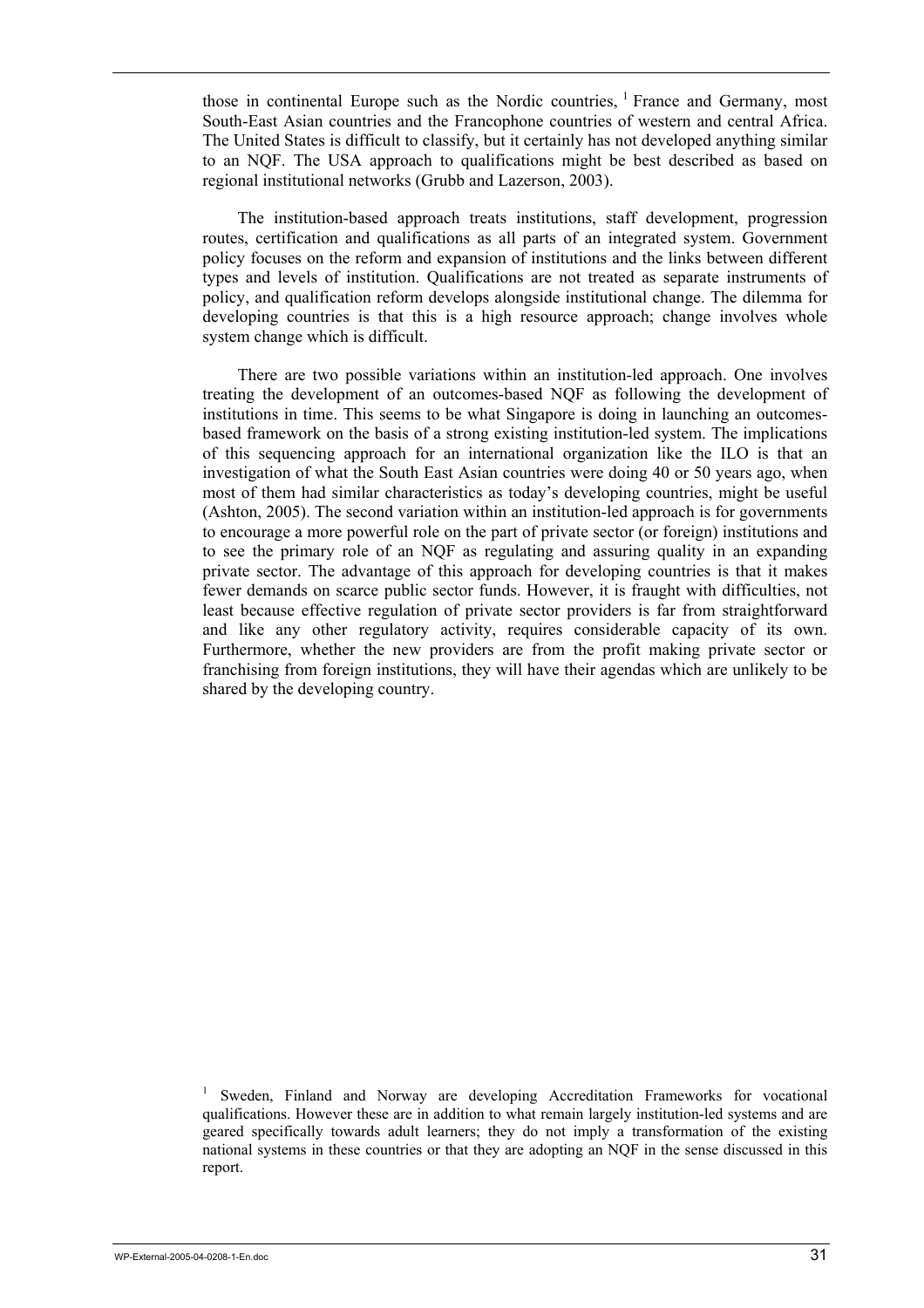those in continental Europe such as the Nordic countries, [1] France and Germany, most South-East Asian countries and the Francophone countries of western and central Africa. The United States is difficult to classify, but it certainly has not developed anything similar to an NQF. The USA approach to qualifications might be best described as based on regional institutional networks (Grubb and Lazerson, 2003).

The institution-based approach treats institutions, staff development, progression routes, certification and qualifications as all parts of an integrated system. Government policy focuses on the reform and expansion of institutions and the links between different types and levels of institution. Qualifications are not treated as separate instruments of policy, and qualification reform develops alongside institutional change. The dilemma for developing countries is that this is a high resource approach; change involves whole system change which is difficult.

There are two possible variations within an institution-led approach. One involves treating the development of an outcomes-based NQF as following the development of institutions in time. This seems to be what Singapore is doing in launching an outcomes-based framework on the basis of a strong existing institution-led system. The implications of this sequencing approach for an international organization like the ILO is that an investigation of what the South East Asian countries were doing 40 or 50 years ago, when most of them had similar characteristics as today's developing countries, might be useful (Ashton, 2005). The second variation within an institution-led approach is for governments to encourage a more powerful role on the part of private sector (or foreign) institutions and to see the primary role of an NQF as regulating and assuring quality in an expanding private sector. The advantage of this approach for developing countries is that it makes fewer demands on scarce public sector funds. However, it is fraught with difficulties, not least because effective regulation of private sector providers is far from straightforward and like any other regulatory activity, requires considerable capacity of its own. Furthermore, whether the new providers are from the profit making private sector or franchising from foreign institutions, they will have their agendas which are unlikely to be shared by the developing country.

[1] Sweden, Finland and Norway are developing Accreditation Frameworks for vocational qualifications. However these are in addition to what remain largely institution-led systems and are geared specifically towards adult learners; they do not imply a transformation of the existing national systems in these countries or that they are adopting an NQF in the sense discussed in this report.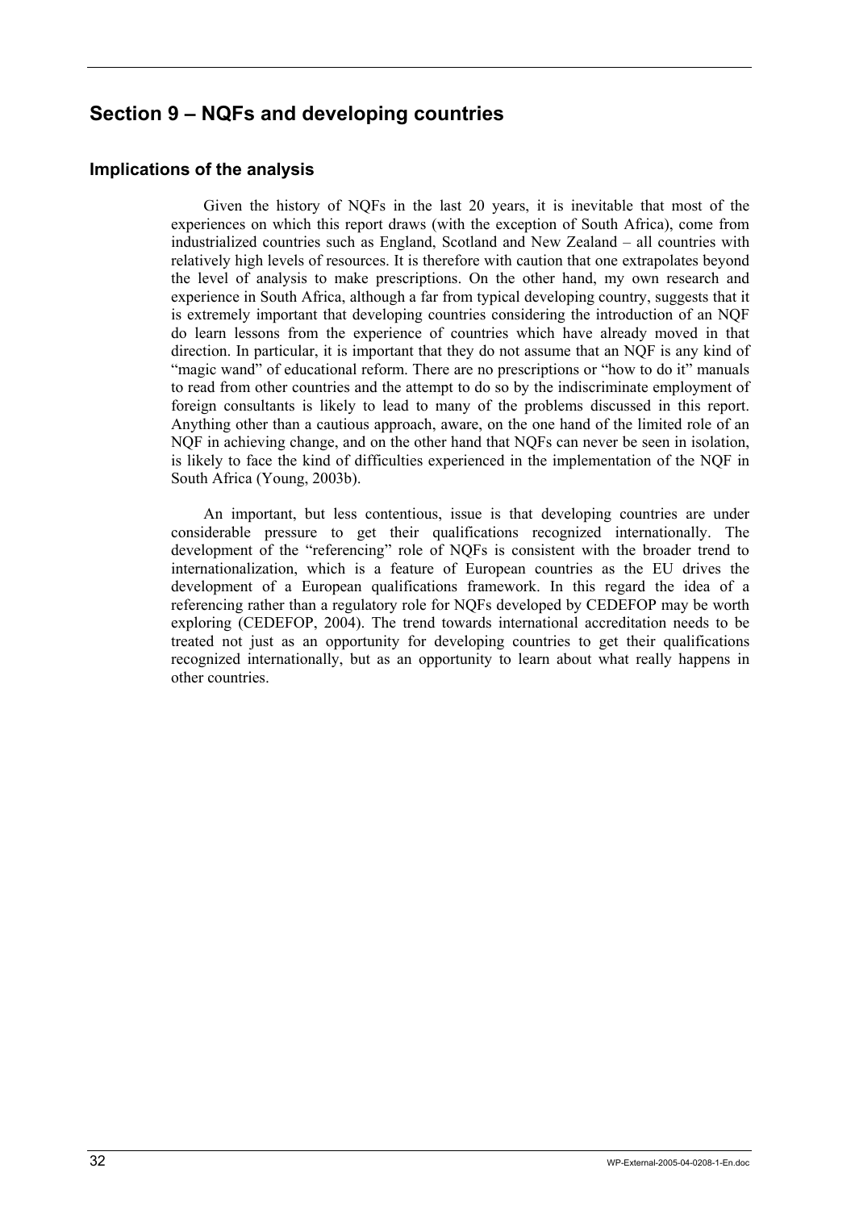## Section 9 – NQFs and developing countries

### Implications of the analysis

Given the history of NQFs in the last 20 years, it is inevitable that most of the experiences on which this report draws (with the exception of South Africa), come from industrialized countries such as England, Scotland and New Zealand – all countries with relatively high levels of resources. It is therefore with caution that one extrapolates beyond the level of analysis to make prescriptions. On the other hand, my own research and experience in South Africa, although a far from typical developing country, suggests that it is extremely important that developing countries considering the introduction of an NQF do learn lessons from the experience of countries which have already moved in that direction. In particular, it is important that they do not assume that an NQF is any kind of "magic wand" of educational reform. There are no prescriptions or "how to do it" manuals to read from other countries and the attempt to do so by the indiscriminate employment of foreign consultants is likely to lead to many of the problems discussed in this report. Anything other than a cautious approach, aware, on the one hand of the limited role of an NQF in achieving change, and on the other hand that NQFs can never be seen in isolation, is likely to face the kind of difficulties experienced in the implementation of the NQF in South Africa (Young, 2003b).

An important, but less contentious, issue is that developing countries are under considerable pressure to get their qualifications recognized internationally. The development of the "referencing" role of NQFs is consistent with the broader trend to internationalization, which is a feature of European countries as the EU drives the development of a European qualifications framework. In this regard the idea of a referencing rather than a regulatory role for NQFs developed by CEDEFOP may be worth exploring (CEDEFOP, 2004). The trend towards international accreditation needs to be treated not just as an opportunity for developing countries to get their qualifications recognized internationally, but as an opportunity to learn about what really happens in other countries.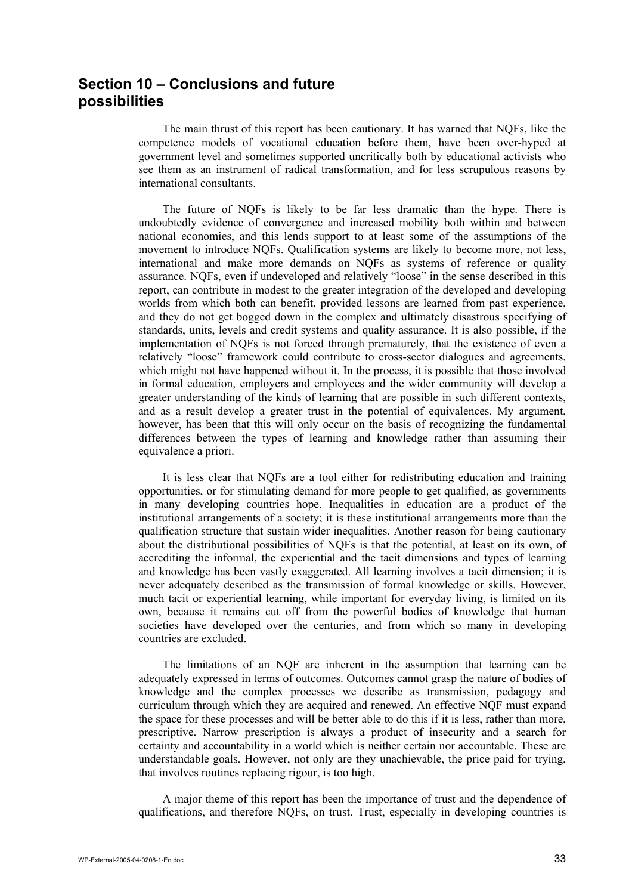## Section 10 – Conclusions and future possibilities

The main thrust of this report has been cautionary. It has warned that NQFs, like the competence models of vocational education before them, have been over-hyped at government level and sometimes supported uncritically both by educational activists who see them as an instrument of radical transformation, and for less scrupulous reasons by international consultants.

The future of NQFs is likely to be far less dramatic than the hype. There is undoubtedly evidence of convergence and increased mobility both within and between national economies, and this lends support to at least some of the assumptions of the movement to introduce NQFs. Qualification systems are likely to become more, not less, international and make more demands on NQFs as systems of reference or quality assurance. NQFs, even if undeveloped and relatively "loose" in the sense described in this report, can contribute in modest to the greater integration of the developed and developing worlds from which both can benefit, provided lessons are learned from past experience, and they do not get bogged down in the complex and ultimately disastrous specifying of standards, units, levels and credit systems and quality assurance. It is also possible, if the implementation of NQFs is not forced through prematurely, that the existence of even a relatively "loose" framework could contribute to cross-sector dialogues and agreements, which might not have happened without it. In the process, it is possible that those involved in formal education, employers and employees and the wider community will develop a greater understanding of the kinds of learning that are possible in such different contexts, and as a result develop a greater trust in the potential of equivalences. My argument, however, has been that this will only occur on the basis of recognizing the fundamental differences between the types of learning and knowledge rather than assuming their equivalence a priori.

It is less clear that NQFs are a tool either for redistributing education and training opportunities, or for stimulating demand for more people to get qualified, as governments in many developing countries hope. Inequalities in education are a product of the institutional arrangements of a society; it is these institutional arrangements more than the qualification structure that sustain wider inequalities. Another reason for being cautionary about the distributional possibilities of NQFs is that the potential, at least on its own, of accrediting the informal, the experiential and the tacit dimensions and types of learning and knowledge has been vastly exaggerated. All learning involves a tacit dimension; it is never adequately described as the transmission of formal knowledge or skills. However, much tacit or experiential learning, while important for everyday living, is limited on its own, because it remains cut off from the powerful bodies of knowledge that human societies have developed over the centuries, and from which so many in developing countries are excluded.

The limitations of an NQF are inherent in the assumption that learning can be adequately expressed in terms of outcomes. Outcomes cannot grasp the nature of bodies of knowledge and the complex processes we describe as transmission, pedagogy and curriculum through which they are acquired and renewed. An effective NQF must expand the space for these processes and will be better able to do this if it is less, rather than more, prescriptive. Narrow prescription is always a product of insecurity and a search for certainty and accountability in a world which is neither certain nor accountable. These are understandable goals. However, not only are they unachievable, the price paid for trying, that involves routines replacing rigour, is too high.

A major theme of this report has been the importance of trust and the dependence of qualifications, and therefore NQFs, on trust. Trust, especially in developing countries is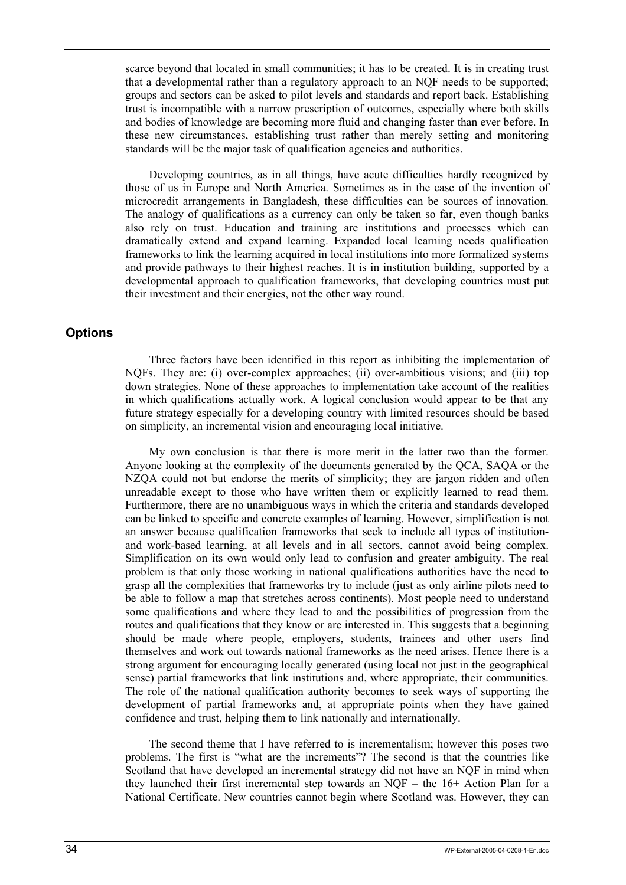scarce beyond that located in small communities; it has to be created. It is in creating trust that a developmental rather than a regulatory approach to an NQF needs to be supported; groups and sectors can be asked to pilot levels and standards and report back. Establishing trust is incompatible with a narrow prescription of outcomes, especially where both skills and bodies of knowledge are becoming more fluid and changing faster than ever before. In these new circumstances, establishing trust rather than merely setting and monitoring standards will be the major task of qualification agencies and authorities.

Developing countries, as in all things, have acute difficulties hardly recognized by those of us in Europe and North America. Sometimes as in the case of the invention of microcredit arrangements in Bangladesh, these difficulties can be sources of innovation. The analogy of qualifications as a currency can only be taken so far, even though banks also rely on trust. Education and training are institutions and processes which can dramatically extend and expand learning. Expanded local learning needs qualification frameworks to link the learning acquired in local institutions into more formalized systems and provide pathways to their highest reaches. It is in institution building, supported by a developmental approach to qualification frameworks, that developing countries must put their investment and their energies, not the other way round.

## Options

Three factors have been identified in this report as inhibiting the implementation of NQFs. They are: (i) over-complex approaches; (ii) over-ambitious visions; and (iii) top down strategies. None of these approaches to implementation take account of the realities in which qualifications actually work. A logical conclusion would appear to be that any future strategy especially for a developing country with limited resources should be based on simplicity, an incremental vision and encouraging local initiative.

My own conclusion is that there is more merit in the latter two than the former. Anyone looking at the complexity of the documents generated by the QCA, SAQA or the NZQA could not but endorse the merits of simplicity; they are jargon ridden and often unreadable except to those who have written them or explicitly learned to read them. Furthermore, there are no unambiguous ways in which the criteria and standards developed can be linked to specific and concrete examples of learning. However, simplification is not an answer because qualification frameworks that seek to include all types of institution- and work-based learning, at all levels and in all sectors, cannot avoid being complex. Simplification on its own would only lead to confusion and greater ambiguity. The real problem is that only those working in national qualifications authorities have the need to grasp all the complexities that frameworks try to include (just as only airline pilots need to be able to follow a map that stretches across continents). Most people need to understand some qualifications and where they lead to and the possibilities of progression from the routes and qualifications that they know or are interested in. This suggests that a beginning should be made where people, employers, students, trainees and other users find themselves and work out towards national frameworks as the need arises. Hence there is a strong argument for encouraging locally generated (using local not just in the geographical sense) partial frameworks that link institutions and, where appropriate, their communities. The role of the national qualification authority becomes to seek ways of supporting the development of partial frameworks and, at appropriate points when they have gained confidence and trust, helping them to link nationally and internationally.

The second theme that I have referred to is incrementalism; however this poses two problems. The first is "what are the increments"? The second is that the countries like Scotland that have developed an incremental strategy did not have an NQF in mind when they launched their first incremental step towards an NQF – the 16+ Action Plan for a National Certificate. New countries cannot begin where Scotland was. However, they can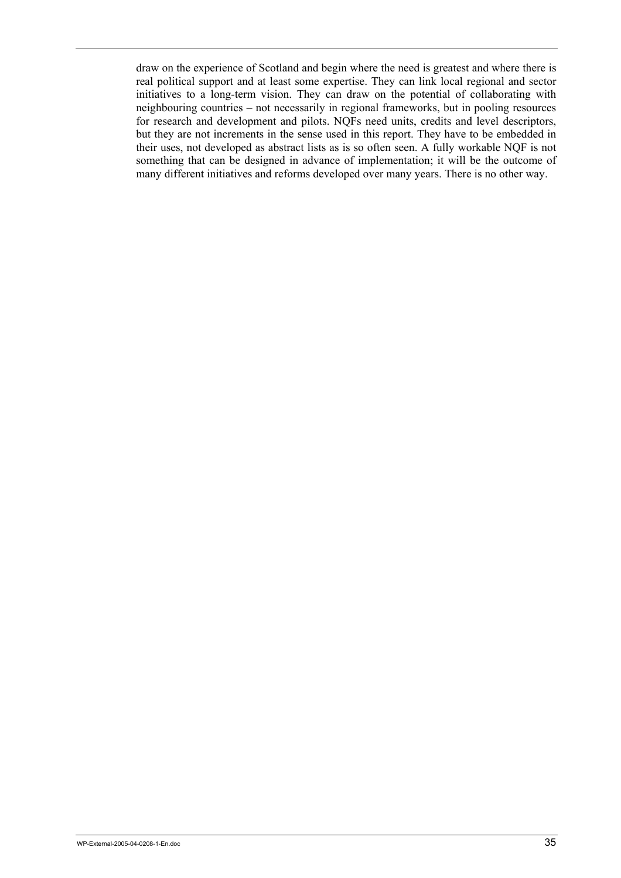draw on the experience of Scotland and begin where the need is greatest and where there is real political support and at least some expertise. They can link local regional and sector initiatives to a long-term vision. They can draw on the potential of collaborating with neighbouring countries – not necessarily in regional frameworks, but in pooling resources for research and development and pilots. NQFs need units, credits and level descriptors, but they are not increments in the sense used in this report. They have to be embedded in their uses, not developed as abstract lists as is so often seen. A fully workable NQF is not something that can be designed in advance of implementation; it will be the outcome of many different initiatives and reforms developed over many years. There is no other way.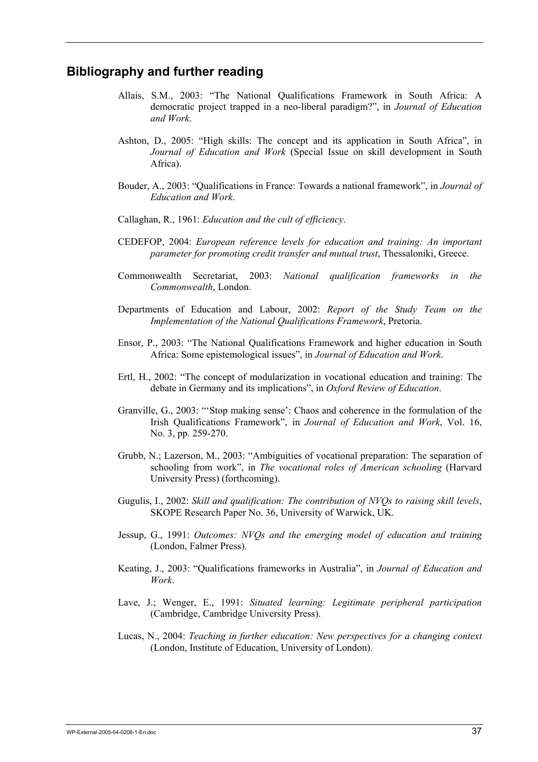## Bibliography and further reading

Allais, S.M., 2003: "The National Qualifications Framework in South Africa: A democratic project trapped in a neo-liberal paradigm?", in *Journal of Education and Work*.

Ashton, D., 2005: "High skills: The concept and its application in South Africa", in *Journal of Education and Work* (Special Issue on skill development in South Africa).

Bouder, A., 2003: "Qualifications in France: Towards a national framework", in *Journal of Education and Work*.

Callaghan, R., 1961: *Education and the cult of efficiency*.

CEDEFOP, 2004: *European reference levels for education and training: An important parameter for promoting credit transfer and mutual trust*, Thessaloniki, Greece.

Commonwealth Secretariat, 2003: *National qualification frameworks in the Commonwealth*, London.

Departments of Education and Labour, 2002: *Report of the Study Team on the Implementation of the National Qualifications Framework*, Pretoria.

Ensor, P., 2003: "The National Qualifications Framework and higher education in South Africa: Some epistemological issues", in *Journal of Education and Work*.

Ertl, H., 2002: "The concept of modularization in vocational education and training: The debate in Germany and its implications", in *Oxford Review of Education*.

Granville, G., 2003: "'Stop making sense': Chaos and coherence in the formulation of the Irish Qualifications Framework", in *Journal of Education and Work*, Vol. 16, No. 3, pp. 259-270.

Grubb, N.; Lazerson, M., 2003: "Ambiguities of vocational preparation: The separation of schooling from work", in *The vocational roles of American schooling* (Harvard University Press) (forthcoming).

Gugulis, I., 2002: *Skill and qualification: The contribution of NVQs to raising skill levels*, SKOPE Research Paper No. 36, University of Warwick, UK.

Jessup, G., 1991: *Outcomes: NVQs and the emerging model of education and training* (London, Falmer Press).

Keating, J., 2003: "Qualifications frameworks in Australia", in *Journal of Education and Work*.

Lave, J.; Wenger, E., 1991: *Situated learning: Legitimate peripheral participation* (Cambridge, Cambridge University Press).

Lucas, N., 2004: *Teaching in further education: New perspectives for a changing context* (London, Institute of Education, University of London).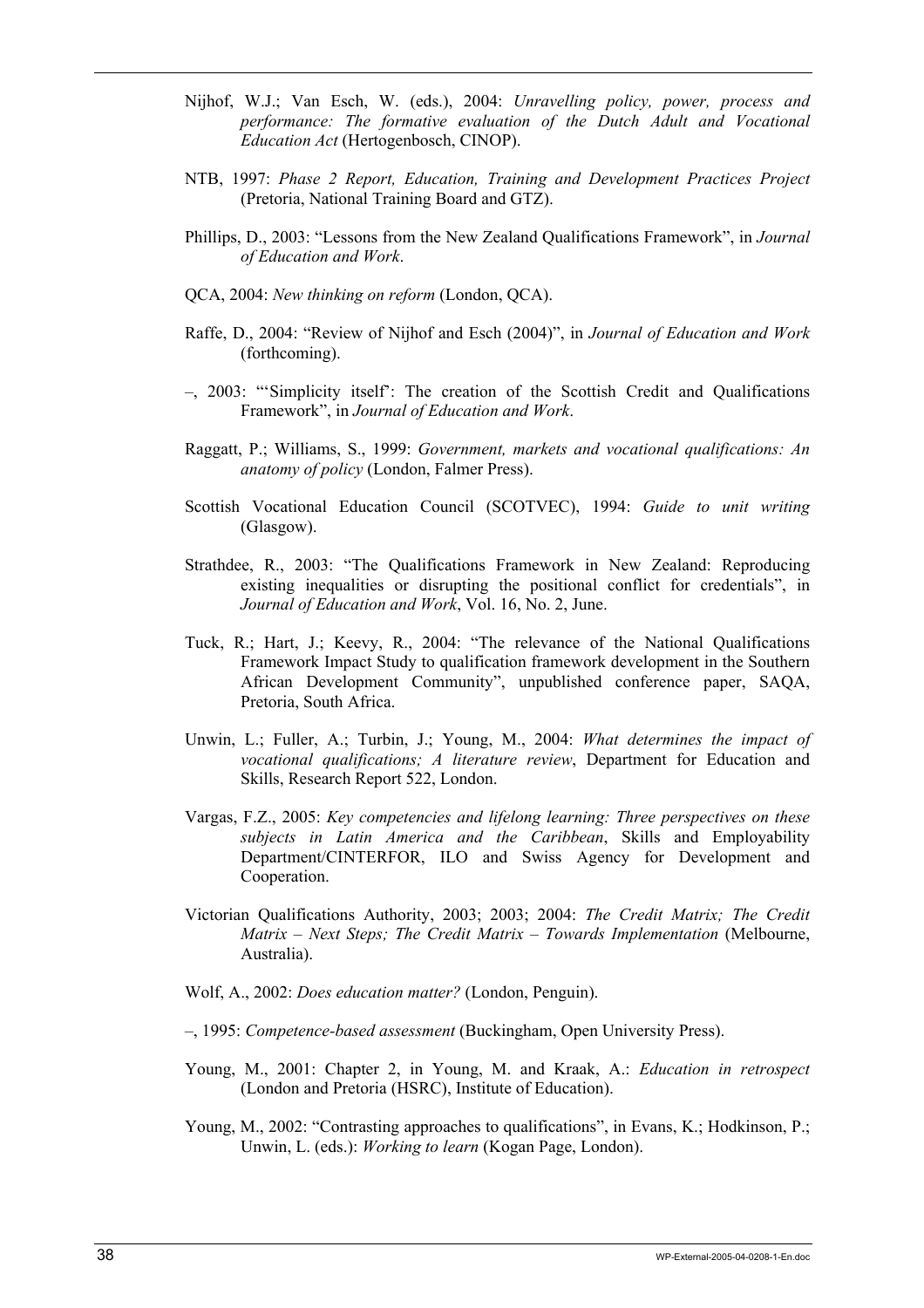Nijhof, W.J.; Van Esch, W. (eds.), 2004: *Unravelling policy, power, process and performance: The formative evaluation of the Dutch Adult and Vocational Education Act* (Hertogenbosch, CINOP).

NTB, 1997: *Phase 2 Report, Education, Training and Development Practices Project* (Pretoria, National Training Board and GTZ).

Phillips, D., 2003: "Lessons from the New Zealand Qualifications Framework", in *Journal of Education and Work*.

QCA, 2004: *New thinking on reform* (London, QCA).

Raffe, D., 2004: "Review of Nijhof and Esch (2004)", in *Journal of Education and Work* (forthcoming).

–, 2003: "'Simplicity itself': The creation of the Scottish Credit and Qualifications Framework", in *Journal of Education and Work*.

Raggatt, P.; Williams, S., 1999: *Government, markets and vocational qualifications: An anatomy of policy* (London, Falmer Press).

Scottish Vocational Education Council (SCOTVEC), 1994: *Guide to unit writing* (Glasgow).

Strathdee, R., 2003: "The Qualifications Framework in New Zealand: Reproducing existing inequalities or disrupting the positional conflict for credentials", in *Journal of Education and Work*, Vol. 16, No. 2, June.

Tuck, R.; Hart, J.; Keevy, R., 2004: "The relevance of the National Qualifications Framework Impact Study to qualification framework development in the Southern African Development Community", unpublished conference paper, SAQA, Pretoria, South Africa.

Unwin, L.; Fuller, A.; Turbin, J.; Young, M., 2004: *What determines the impact of vocational qualifications; A literature review*, Department for Education and Skills, Research Report 522, London.

Vargas, F.Z., 2005: *Key competencies and lifelong learning: Three perspectives on these subjects in Latin America and the Caribbean*, Skills and Employability Department/CINTERFOR, ILO and Swiss Agency for Development and Cooperation.

Victorian Qualifications Authority, 2003; 2003; 2004: *The Credit Matrix; The Credit Matrix – Next Steps; The Credit Matrix – Towards Implementation* (Melbourne, Australia).

Wolf, A., 2002: *Does education matter?* (London, Penguin).

–, 1995: *Competence-based assessment* (Buckingham, Open University Press).

Young, M., 2001: Chapter 2, in Young, M. and Kraak, A.: *Education in retrospect* (London and Pretoria (HSRC), Institute of Education).

Young, M., 2002: "Contrasting approaches to qualifications", in Evans, K.; Hodkinson, P.; Unwin, L. (eds.): *Working to learn* (Kogan Page, London).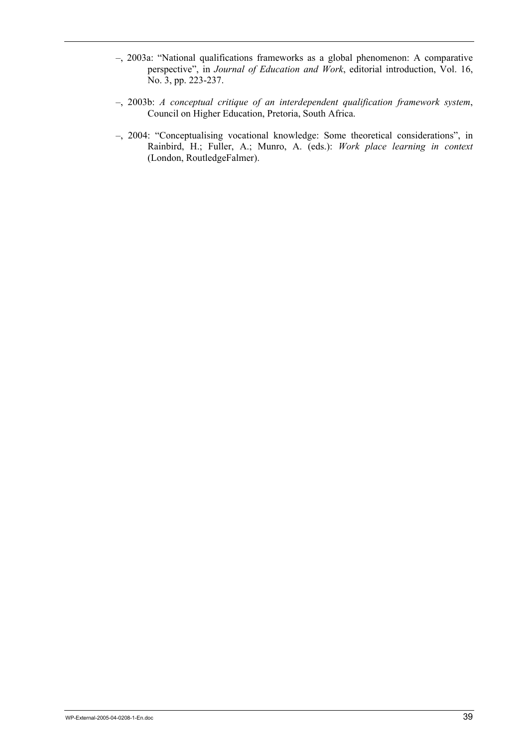–, 2003a: "National qualifications frameworks as a global phenomenon: A comparative perspective", in *Journal of Education and Work*, editorial introduction, Vol. 16, No. 3, pp. 223-237.

–, 2003b: *A conceptual critique of an interdependent qualification framework system*, Council on Higher Education, Pretoria, South Africa.

–, 2004: "Conceptualising vocational knowledge: Some theoretical considerations", in Rainbird, H.; Fuller, A.; Munro, A. (eds.): *Work place learning in context* (London, RoutledgeFalmer).